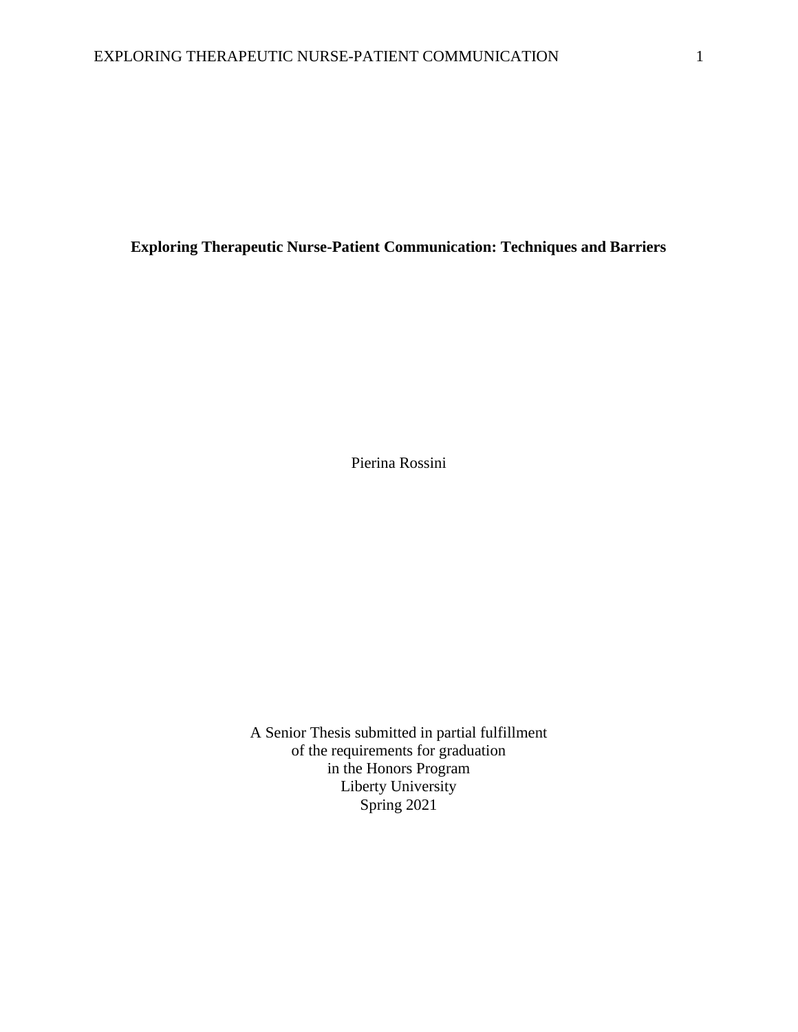# Exploring Therapeutic Nurse-Patient Communication: Techniques and Barriers

Pierina Rossini

A Senior Thesis submitted in partial fulfillment
of the requirements for graduation
in the Honors Program
Liberty University
Spring 2021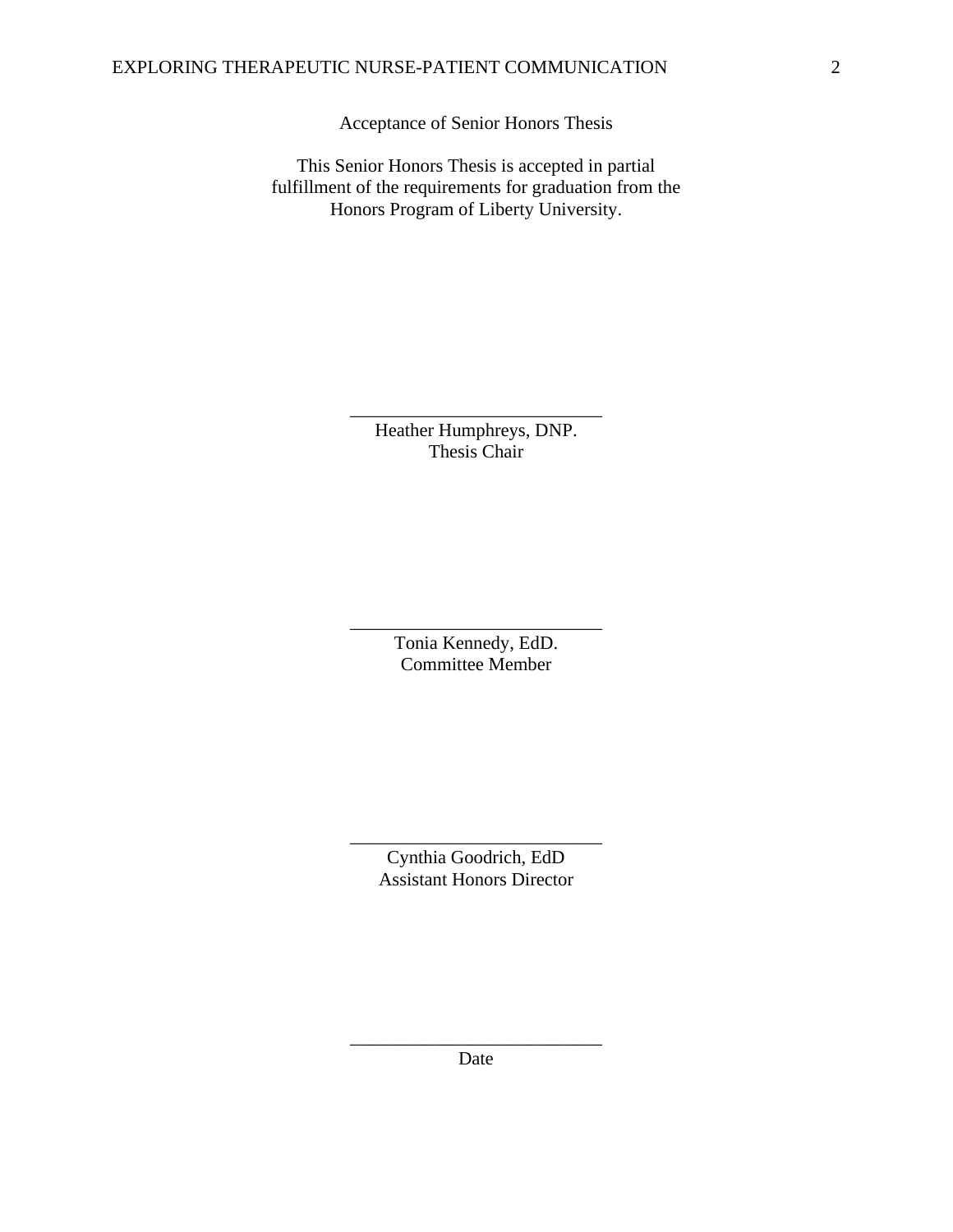Acceptance of Senior Honors Thesis

This Senior Honors Thesis is accepted in partial fulfillment of the requirements for graduation from the Honors Program of Liberty University.

______________________________
Heather Humphreys, DNP.
Thesis Chair

______________________________
Tonia Kennedy, EdD.
Committee Member

______________________________
Cynthia Goodrich, EdD
Assistant Honors Director

______________________________
Date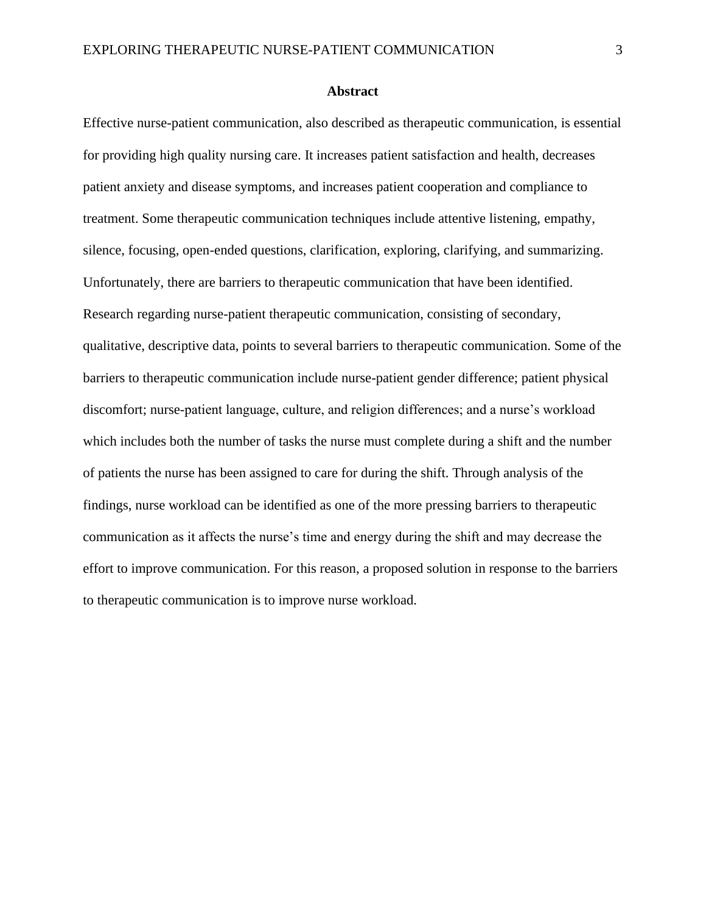## Abstract

Effective nurse-patient communication, also described as therapeutic communication, is essential for providing high quality nursing care. It increases patient satisfaction and health, decreases patient anxiety and disease symptoms, and increases patient cooperation and compliance to treatment. Some therapeutic communication techniques include attentive listening, empathy, silence, focusing, open-ended questions, clarification, exploring, clarifying, and summarizing. Unfortunately, there are barriers to therapeutic communication that have been identified. Research regarding nurse-patient therapeutic communication, consisting of secondary, qualitative, descriptive data, points to several barriers to therapeutic communication. Some of the barriers to therapeutic communication include nurse-patient gender difference; patient physical discomfort; nurse-patient language, culture, and religion differences; and a nurse's workload which includes both the number of tasks the nurse must complete during a shift and the number of patients the nurse has been assigned to care for during the shift. Through analysis of the findings, nurse workload can be identified as one of the more pressing barriers to therapeutic communication as it affects the nurse's time and energy during the shift and may decrease the effort to improve communication. For this reason, a proposed solution in response to the barriers to therapeutic communication is to improve nurse workload.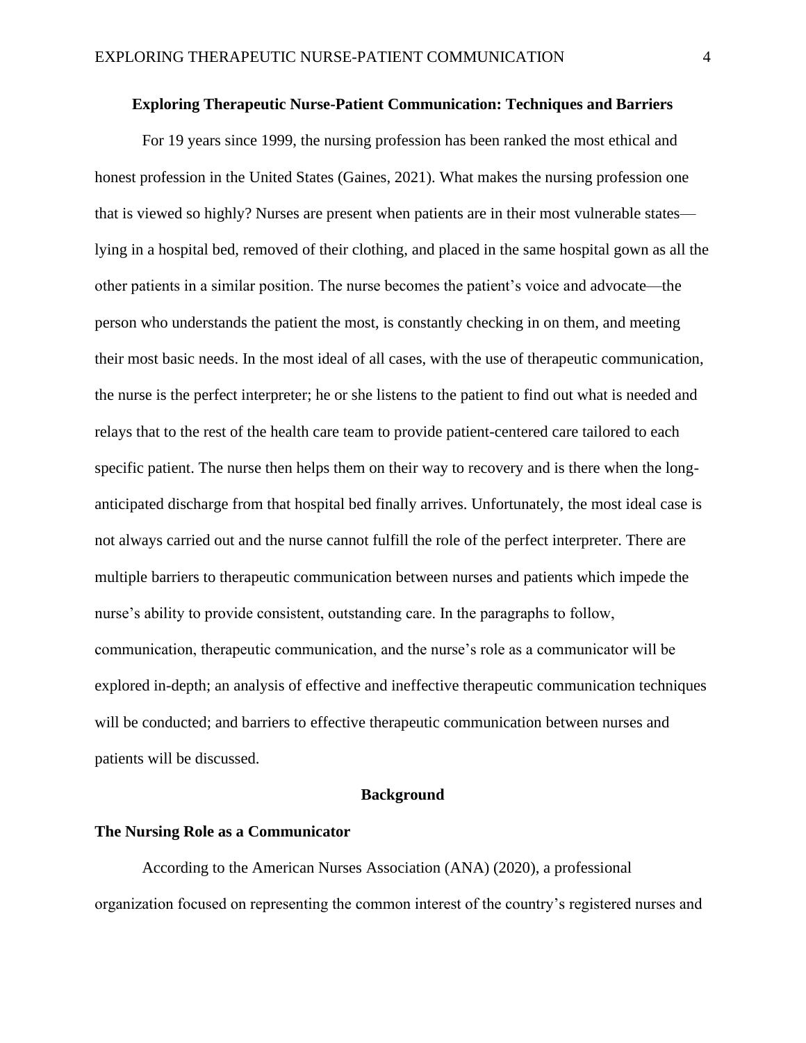# Exploring Therapeutic Nurse-Patient Communication: Techniques and Barriers

For 19 years since 1999, the nursing profession has been ranked the most ethical and honest profession in the United States (Gaines, 2021). What makes the nursing profession one that is viewed so highly? Nurses are present when patients are in their most vulnerable states—lying in a hospital bed, removed of their clothing, and placed in the same hospital gown as all the other patients in a similar position. The nurse becomes the patient's voice and advocate—the person who understands the patient the most, is constantly checking in on them, and meeting their most basic needs. In the most ideal of all cases, with the use of therapeutic communication, the nurse is the perfect interpreter; he or she listens to the patient to find out what is needed and relays that to the rest of the health care team to provide patient-centered care tailored to each specific patient. The nurse then helps them on their way to recovery and is there when the long-anticipated discharge from that hospital bed finally arrives. Unfortunately, the most ideal case is not always carried out and the nurse cannot fulfill the role of the perfect interpreter. There are multiple barriers to therapeutic communication between nurses and patients which impede the nurse's ability to provide consistent, outstanding care. In the paragraphs to follow, communication, therapeutic communication, and the nurse's role as a communicator will be explored in-depth; an analysis of effective and ineffective therapeutic communication techniques will be conducted; and barriers to effective therapeutic communication between nurses and patients will be discussed.

## Background

### The Nursing Role as a Communicator

According to the American Nurses Association (ANA) (2020), a professional organization focused on representing the common interest of the country's registered nurses and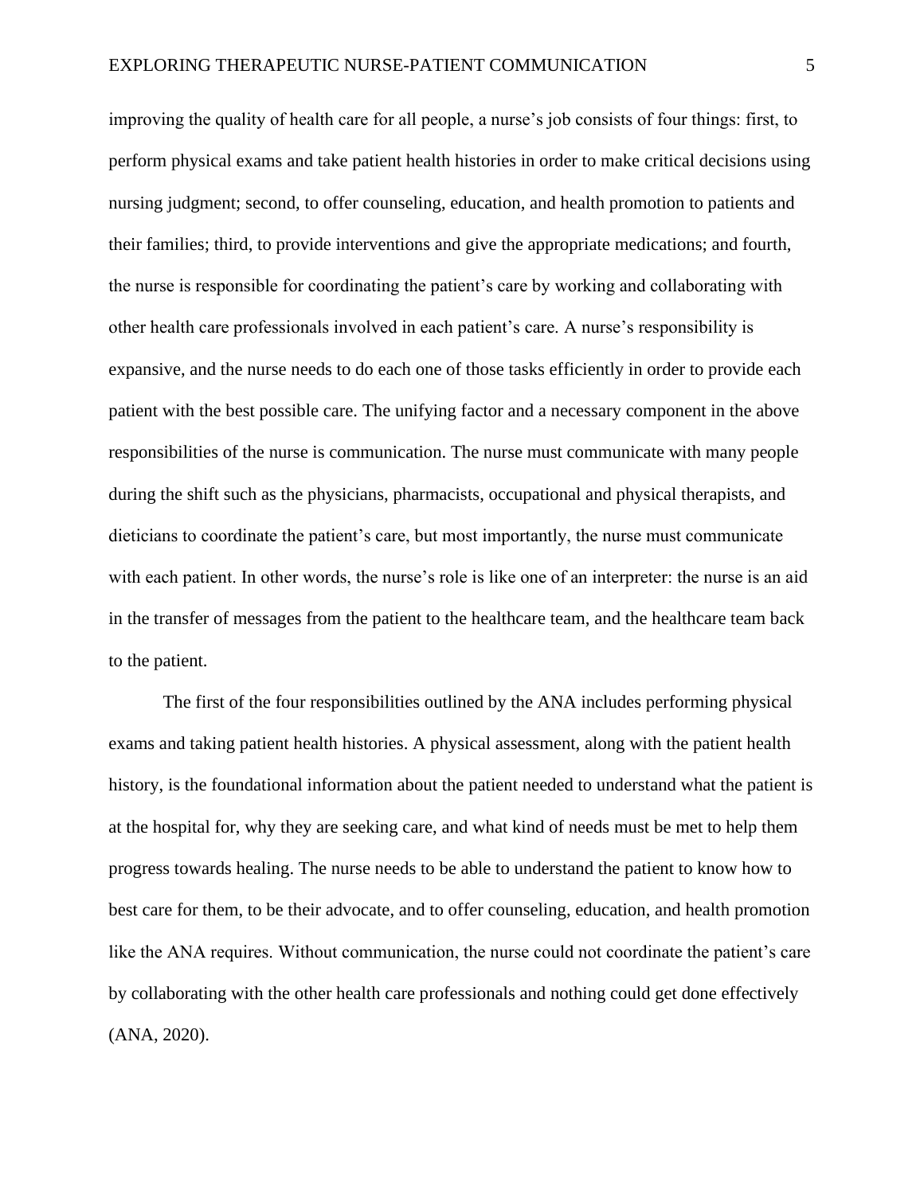improving the quality of health care for all people, a nurse's job consists of four things: first, to perform physical exams and take patient health histories in order to make critical decisions using nursing judgment; second, to offer counseling, education, and health promotion to patients and their families; third, to provide interventions and give the appropriate medications; and fourth, the nurse is responsible for coordinating the patient's care by working and collaborating with other health care professionals involved in each patient's care. A nurse's responsibility is expansive, and the nurse needs to do each one of those tasks efficiently in order to provide each patient with the best possible care. The unifying factor and a necessary component in the above responsibilities of the nurse is communication. The nurse must communicate with many people during the shift such as the physicians, pharmacists, occupational and physical therapists, and dieticians to coordinate the patient's care, but most importantly, the nurse must communicate with each patient. In other words, the nurse's role is like one of an interpreter: the nurse is an aid in the transfer of messages from the patient to the healthcare team, and the healthcare team back to the patient.

The first of the four responsibilities outlined by the ANA includes performing physical exams and taking patient health histories. A physical assessment, along with the patient health history, is the foundational information about the patient needed to understand what the patient is at the hospital for, why they are seeking care, and what kind of needs must be met to help them progress towards healing. The nurse needs to be able to understand the patient to know how to best care for them, to be their advocate, and to offer counseling, education, and health promotion like the ANA requires. Without communication, the nurse could not coordinate the patient's care by collaborating with the other health care professionals and nothing could get done effectively (ANA, 2020).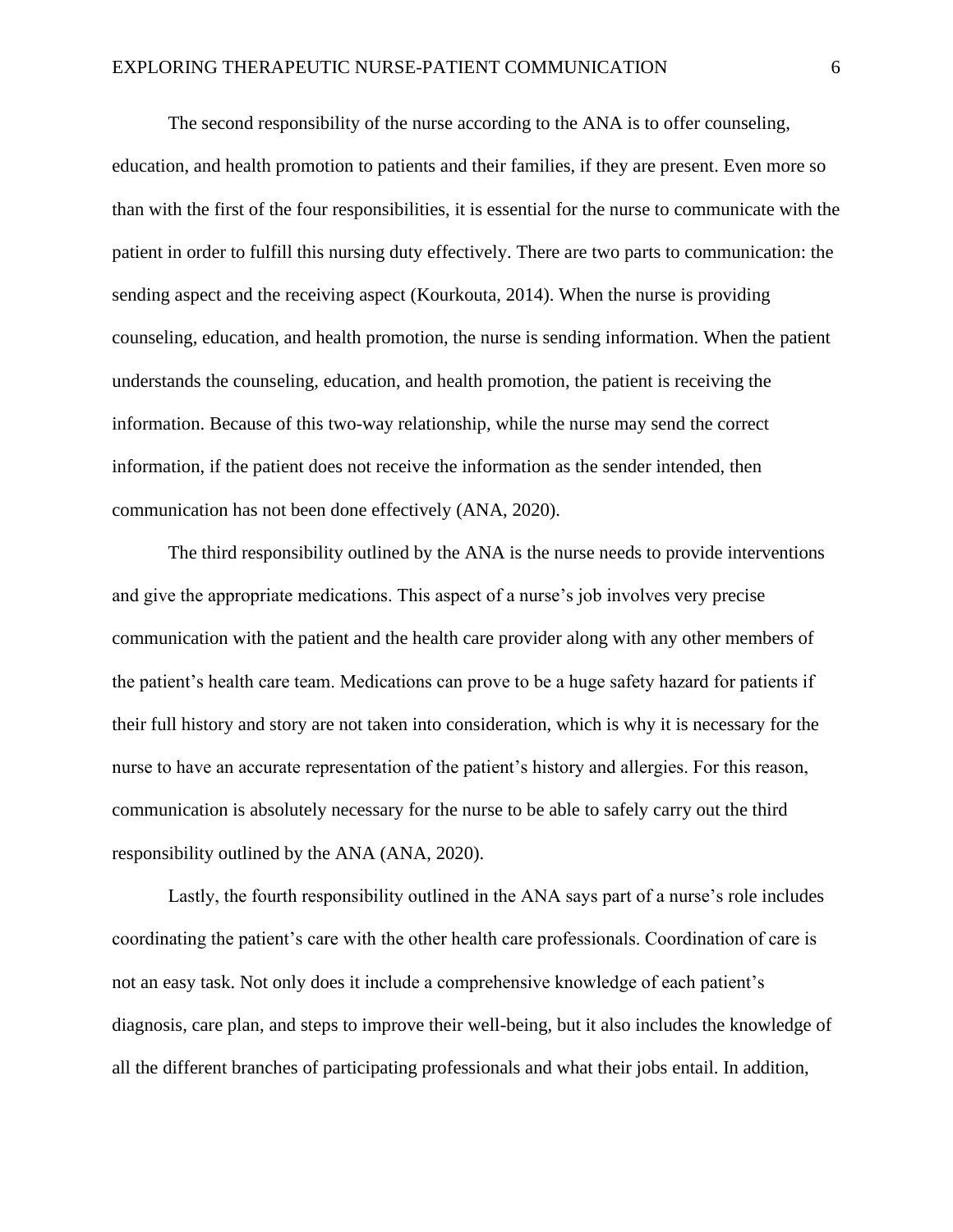The second responsibility of the nurse according to the ANA is to offer counseling, education, and health promotion to patients and their families, if they are present. Even more so than with the first of the four responsibilities, it is essential for the nurse to communicate with the patient in order to fulfill this nursing duty effectively. There are two parts to communication: the sending aspect and the receiving aspect (Kourkouta, 2014). When the nurse is providing counseling, education, and health promotion, the nurse is sending information. When the patient understands the counseling, education, and health promotion, the patient is receiving the information. Because of this two-way relationship, while the nurse may send the correct information, if the patient does not receive the information as the sender intended, then communication has not been done effectively (ANA, 2020).

The third responsibility outlined by the ANA is the nurse needs to provide interventions and give the appropriate medications. This aspect of a nurse's job involves very precise communication with the patient and the health care provider along with any other members of the patient's health care team. Medications can prove to be a huge safety hazard for patients if their full history and story are not taken into consideration, which is why it is necessary for the nurse to have an accurate representation of the patient's history and allergies. For this reason, communication is absolutely necessary for the nurse to be able to safely carry out the third responsibility outlined by the ANA (ANA, 2020).

Lastly, the fourth responsibility outlined in the ANA says part of a nurse's role includes coordinating the patient's care with the other health care professionals. Coordination of care is not an easy task. Not only does it include a comprehensive knowledge of each patient's diagnosis, care plan, and steps to improve their well-being, but it also includes the knowledge of all the different branches of participating professionals and what their jobs entail. In addition,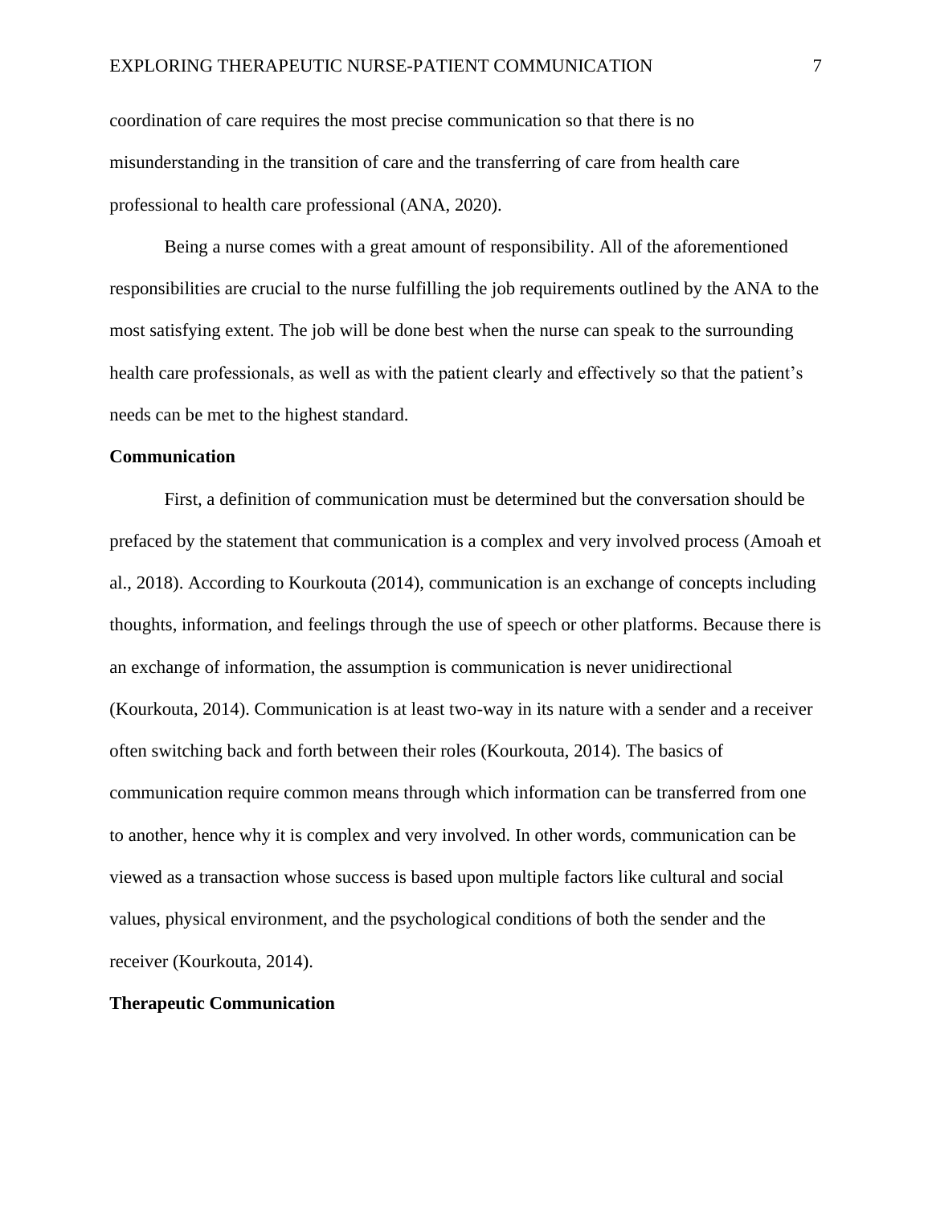coordination of care requires the most precise communication so that there is no misunderstanding in the transition of care and the transferring of care from health care professional to health care professional (ANA, 2020).

Being a nurse comes with a great amount of responsibility. All of the aforementioned responsibilities are crucial to the nurse fulfilling the job requirements outlined by the ANA to the most satisfying extent. The job will be done best when the nurse can speak to the surrounding health care professionals, as well as with the patient clearly and effectively so that the patient's needs can be met to the highest standard.

**Communication**

First, a definition of communication must be determined but the conversation should be prefaced by the statement that communication is a complex and very involved process (Amoah et al., 2018). According to Kourkouta (2014), communication is an exchange of concepts including thoughts, information, and feelings through the use of speech or other platforms. Because there is an exchange of information, the assumption is communication is never unidirectional (Kourkouta, 2014). Communication is at least two-way in its nature with a sender and a receiver often switching back and forth between their roles (Kourkouta, 2014). The basics of communication require common means through which information can be transferred from one to another, hence why it is complex and very involved. In other words, communication can be viewed as a transaction whose success is based upon multiple factors like cultural and social values, physical environment, and the psychological conditions of both the sender and the receiver (Kourkouta, 2014).

**Therapeutic Communication**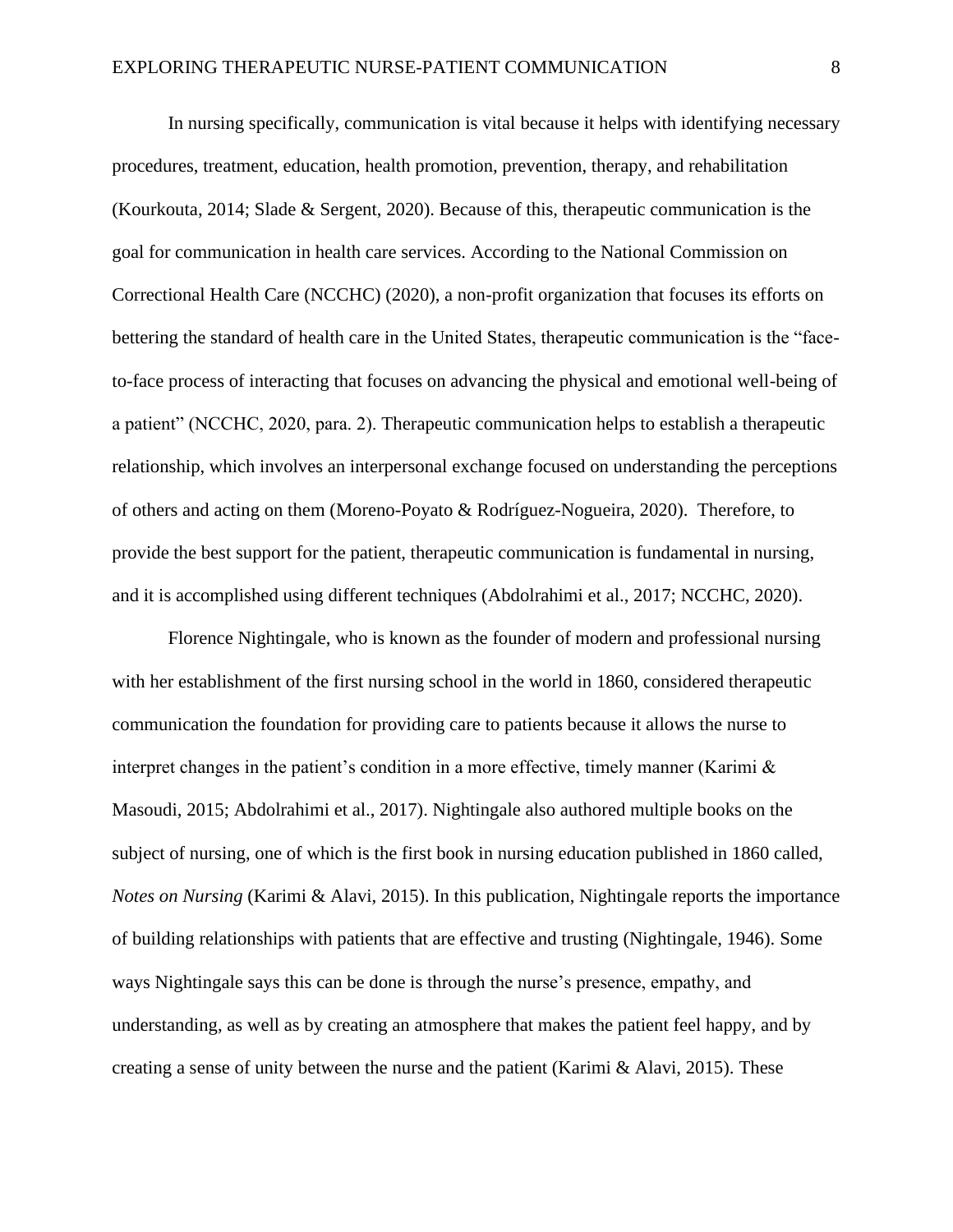In nursing specifically, communication is vital because it helps with identifying necessary procedures, treatment, education, health promotion, prevention, therapy, and rehabilitation (Kourkouta, 2014; Slade & Sergent, 2020). Because of this, therapeutic communication is the goal for communication in health care services. According to the National Commission on Correctional Health Care (NCCHC) (2020), a non-profit organization that focuses its efforts on bettering the standard of health care in the United States, therapeutic communication is the "face-to-face process of interacting that focuses on advancing the physical and emotional well-being of a patient" (NCCHC, 2020, para. 2). Therapeutic communication helps to establish a therapeutic relationship, which involves an interpersonal exchange focused on understanding the perceptions of others and acting on them (Moreno-Poyato & Rodríguez-Nogueira, 2020). Therefore, to provide the best support for the patient, therapeutic communication is fundamental in nursing, and it is accomplished using different techniques (Abdolrahimi et al., 2017; NCCHC, 2020).

Florence Nightingale, who is known as the founder of modern and professional nursing with her establishment of the first nursing school in the world in 1860, considered therapeutic communication the foundation for providing care to patients because it allows the nurse to interpret changes in the patient's condition in a more effective, timely manner (Karimi & Masoudi, 2015; Abdolrahimi et al., 2017). Nightingale also authored multiple books on the subject of nursing, one of which is the first book in nursing education published in 1860 called, *Notes on Nursing* (Karimi & Alavi, 2015). In this publication, Nightingale reports the importance of building relationships with patients that are effective and trusting (Nightingale, 1946). Some ways Nightingale says this can be done is through the nurse's presence, empathy, and understanding, as well as by creating an atmosphere that makes the patient feel happy, and by creating a sense of unity between the nurse and the patient (Karimi & Alavi, 2015). These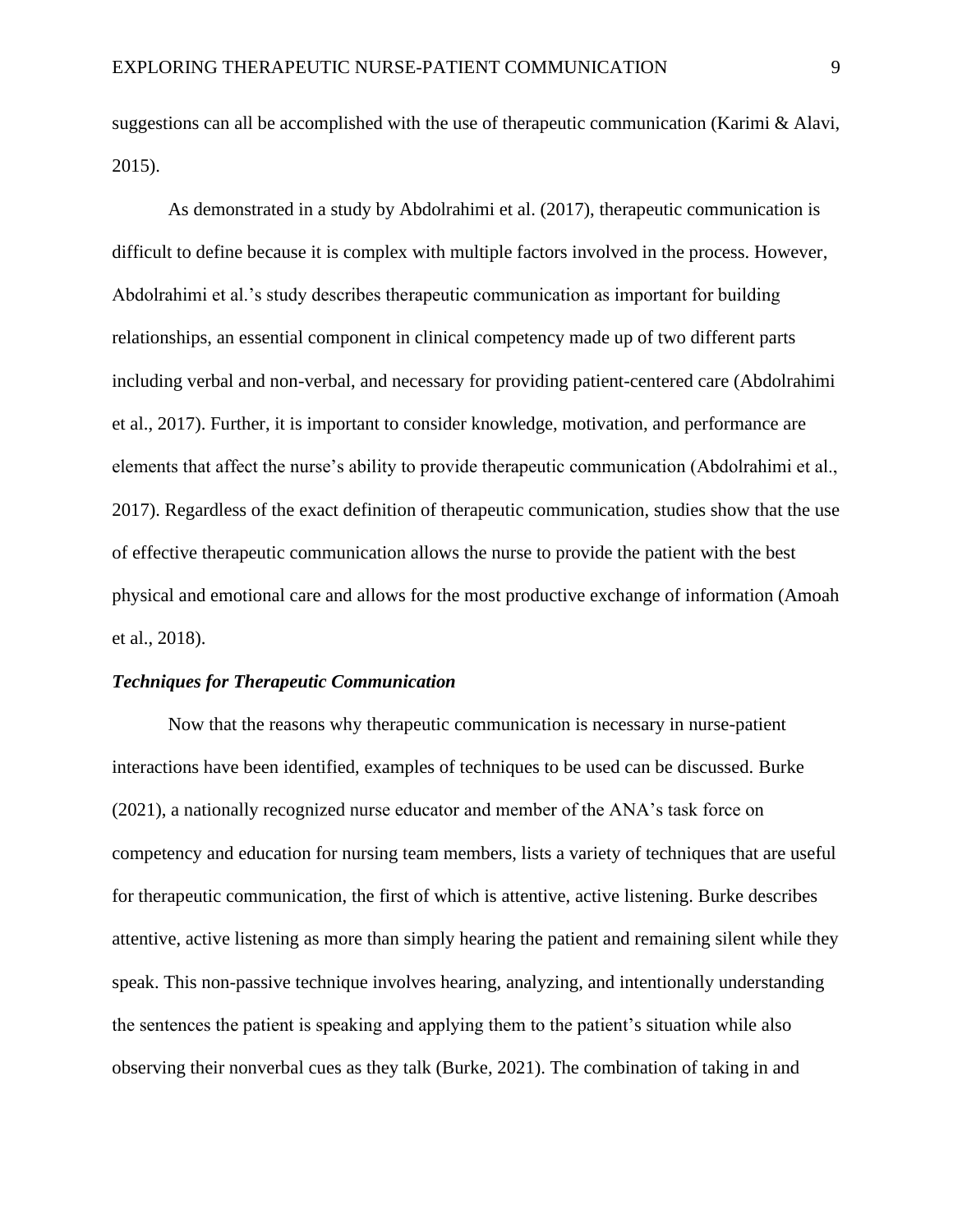suggestions can all be accomplished with the use of therapeutic communication (Karimi & Alavi, 2015).

As demonstrated in a study by Abdolrahimi et al. (2017), therapeutic communication is difficult to define because it is complex with multiple factors involved in the process. However, Abdolrahimi et al.'s study describes therapeutic communication as important for building relationships, an essential component in clinical competency made up of two different parts including verbal and non-verbal, and necessary for providing patient-centered care (Abdolrahimi et al., 2017). Further, it is important to consider knowledge, motivation, and performance are elements that affect the nurse's ability to provide therapeutic communication (Abdolrahimi et al., 2017). Regardless of the exact definition of therapeutic communication, studies show that the use of effective therapeutic communication allows the nurse to provide the patient with the best physical and emotional care and allows for the most productive exchange of information (Amoah et al., 2018).

### *Techniques for Therapeutic Communication*

Now that the reasons why therapeutic communication is necessary in nurse-patient interactions have been identified, examples of techniques to be used can be discussed. Burke (2021), a nationally recognized nurse educator and member of the ANA's task force on competency and education for nursing team members, lists a variety of techniques that are useful for therapeutic communication, the first of which is attentive, active listening. Burke describes attentive, active listening as more than simply hearing the patient and remaining silent while they speak. This non-passive technique involves hearing, analyzing, and intentionally understanding the sentences the patient is speaking and applying them to the patient's situation while also observing their nonverbal cues as they talk (Burke, 2021). The combination of taking in and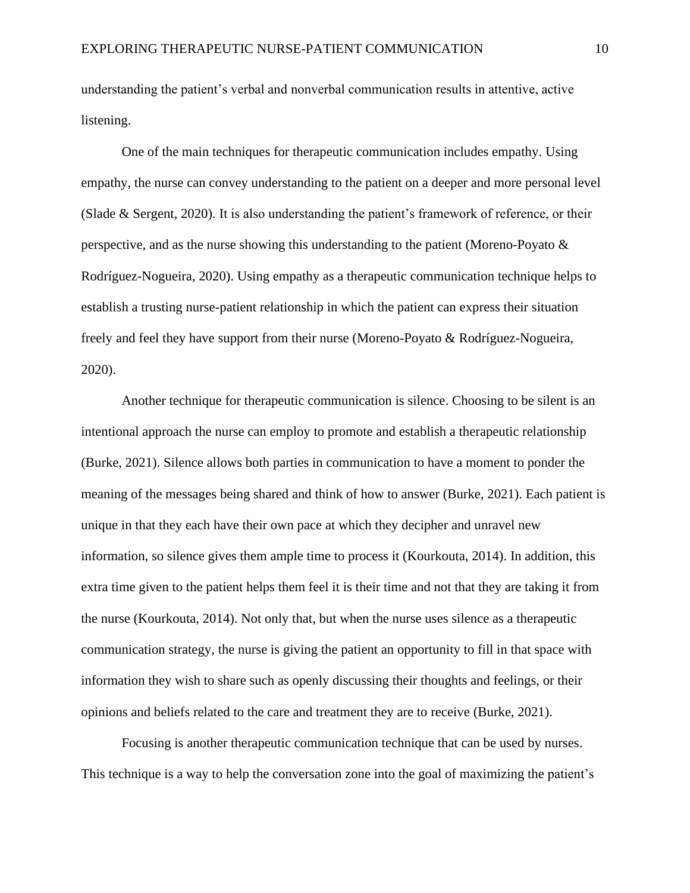understanding the patient's verbal and nonverbal communication results in attentive, active listening.

One of the main techniques for therapeutic communication includes empathy. Using empathy, the nurse can convey understanding to the patient on a deeper and more personal level (Slade & Sergent, 2020). It is also understanding the patient's framework of reference, or their perspective, and as the nurse showing this understanding to the patient (Moreno-Poyato & Rodríguez-Nogueira, 2020). Using empathy as a therapeutic communication technique helps to establish a trusting nurse-patient relationship in which the patient can express their situation freely and feel they have support from their nurse (Moreno-Poyato & Rodríguez-Nogueira, 2020).

Another technique for therapeutic communication is silence. Choosing to be silent is an intentional approach the nurse can employ to promote and establish a therapeutic relationship (Burke, 2021). Silence allows both parties in communication to have a moment to ponder the meaning of the messages being shared and think of how to answer (Burke, 2021). Each patient is unique in that they each have their own pace at which they decipher and unravel new information, so silence gives them ample time to process it (Kourkouta, 2014). In addition, this extra time given to the patient helps them feel it is their time and not that they are taking it from the nurse (Kourkouta, 2014). Not only that, but when the nurse uses silence as a therapeutic communication strategy, the nurse is giving the patient an opportunity to fill in that space with information they wish to share such as openly discussing their thoughts and feelings, or their opinions and beliefs related to the care and treatment they are to receive (Burke, 2021).

Focusing is another therapeutic communication technique that can be used by nurses. This technique is a way to help the conversation zone into the goal of maximizing the patient's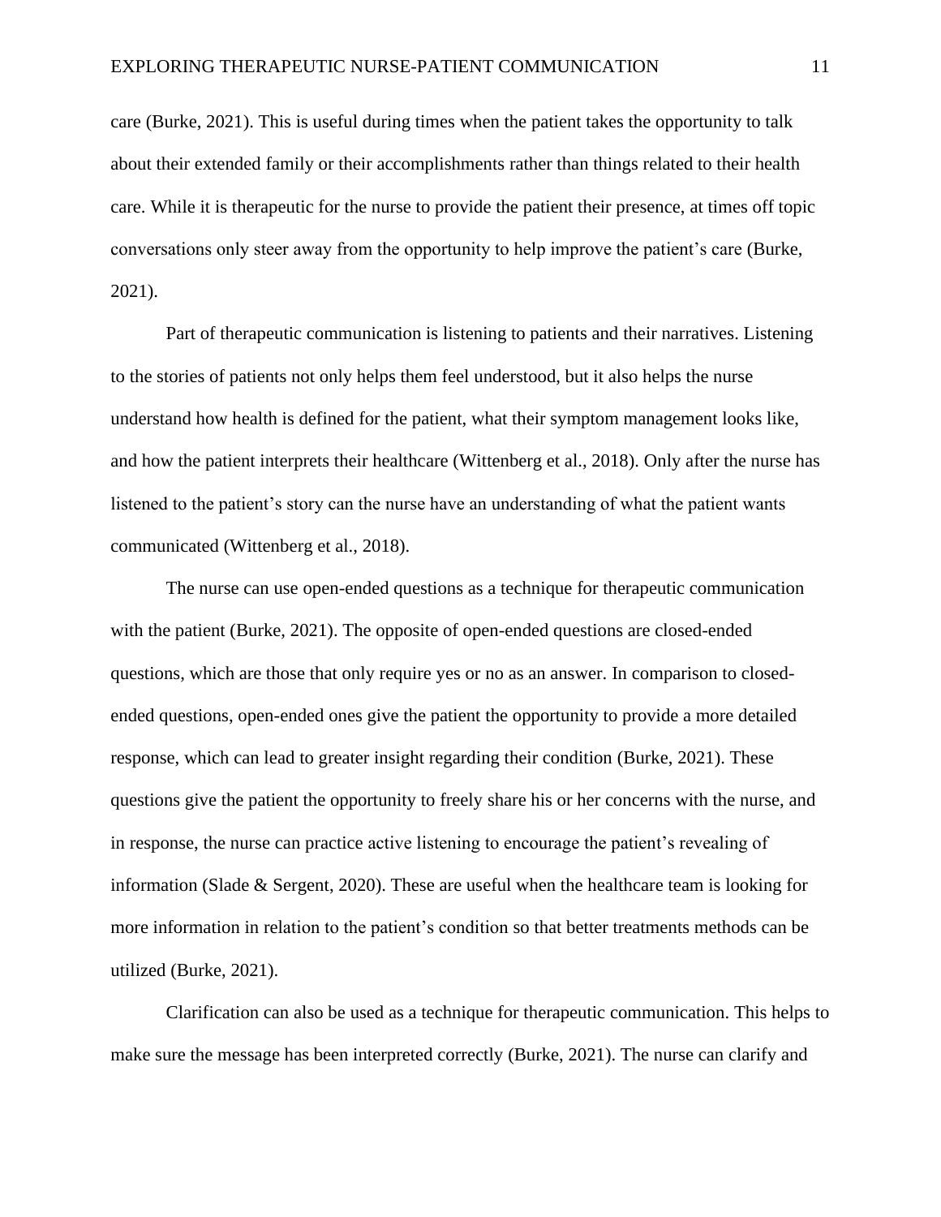care (Burke, 2021). This is useful during times when the patient takes the opportunity to talk about their extended family or their accomplishments rather than things related to their health care. While it is therapeutic for the nurse to provide the patient their presence, at times off topic conversations only steer away from the opportunity to help improve the patient's care (Burke, 2021).

Part of therapeutic communication is listening to patients and their narratives. Listening to the stories of patients not only helps them feel understood, but it also helps the nurse understand how health is defined for the patient, what their symptom management looks like, and how the patient interprets their healthcare (Wittenberg et al., 2018). Only after the nurse has listened to the patient's story can the nurse have an understanding of what the patient wants communicated (Wittenberg et al., 2018).

The nurse can use open-ended questions as a technique for therapeutic communication with the patient (Burke, 2021). The opposite of open-ended questions are closed-ended questions, which are those that only require yes or no as an answer. In comparison to closed-ended questions, open-ended ones give the patient the opportunity to provide a more detailed response, which can lead to greater insight regarding their condition (Burke, 2021). These questions give the patient the opportunity to freely share his or her concerns with the nurse, and in response, the nurse can practice active listening to encourage the patient's revealing of information (Slade & Sergent, 2020). These are useful when the healthcare team is looking for more information in relation to the patient's condition so that better treatments methods can be utilized (Burke, 2021).

Clarification can also be used as a technique for therapeutic communication. This helps to make sure the message has been interpreted correctly (Burke, 2021). The nurse can clarify and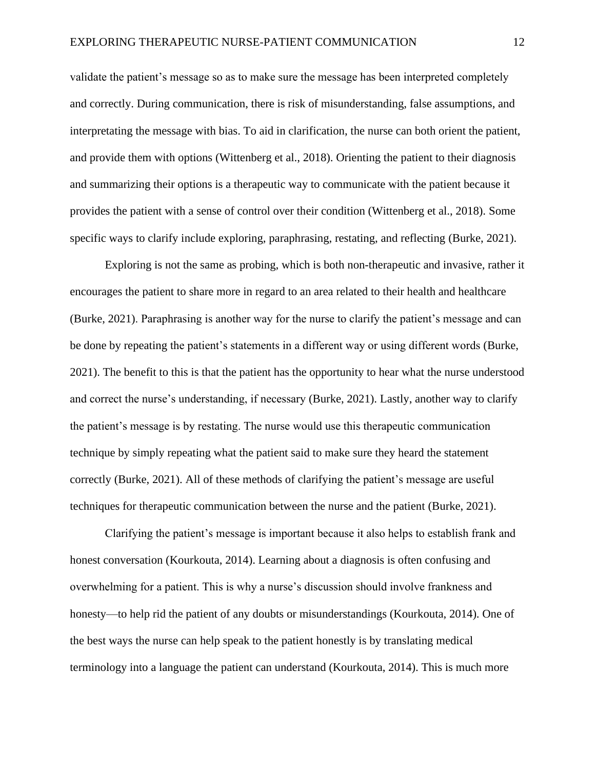validate the patient's message so as to make sure the message has been interpreted completely and correctly. During communication, there is risk of misunderstanding, false assumptions, and interpretating the message with bias. To aid in clarification, the nurse can both orient the patient, and provide them with options (Wittenberg et al., 2018). Orienting the patient to their diagnosis and summarizing their options is a therapeutic way to communicate with the patient because it provides the patient with a sense of control over their condition (Wittenberg et al., 2018). Some specific ways to clarify include exploring, paraphrasing, restating, and reflecting (Burke, 2021).

Exploring is not the same as probing, which is both non-therapeutic and invasive, rather it encourages the patient to share more in regard to an area related to their health and healthcare (Burke, 2021). Paraphrasing is another way for the nurse to clarify the patient's message and can be done by repeating the patient's statements in a different way or using different words (Burke, 2021). The benefit to this is that the patient has the opportunity to hear what the nurse understood and correct the nurse's understanding, if necessary (Burke, 2021). Lastly, another way to clarify the patient's message is by restating. The nurse would use this therapeutic communication technique by simply repeating what the patient said to make sure they heard the statement correctly (Burke, 2021). All of these methods of clarifying the patient's message are useful techniques for therapeutic communication between the nurse and the patient (Burke, 2021).

Clarifying the patient's message is important because it also helps to establish frank and honest conversation (Kourkouta, 2014). Learning about a diagnosis is often confusing and overwhelming for a patient. This is why a nurse's discussion should involve frankness and honesty—to help rid the patient of any doubts or misunderstandings (Kourkouta, 2014). One of the best ways the nurse can help speak to the patient honestly is by translating medical terminology into a language the patient can understand (Kourkouta, 2014). This is much more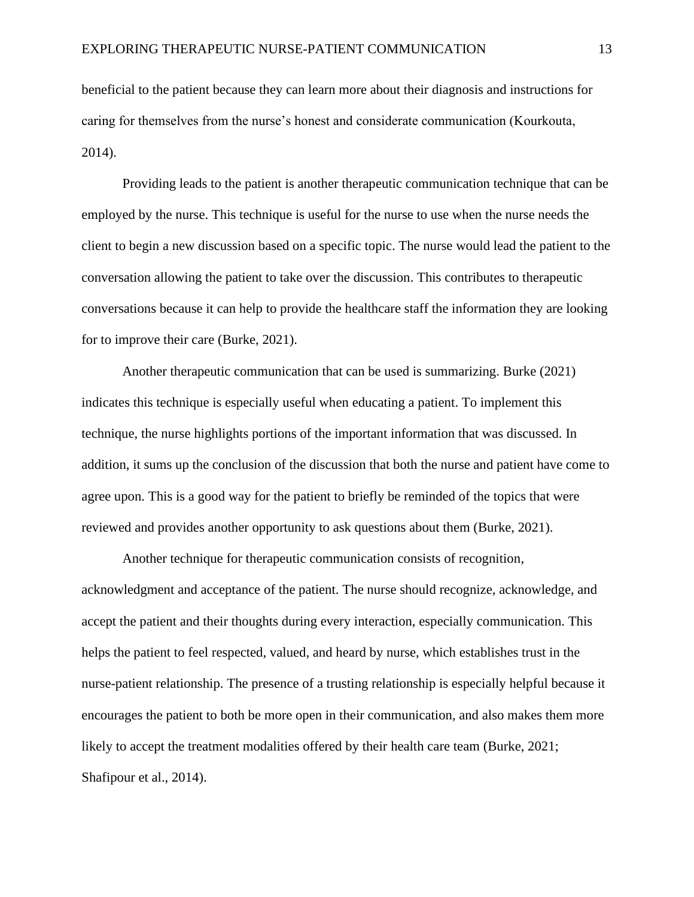beneficial to the patient because they can learn more about their diagnosis and instructions for caring for themselves from the nurse's honest and considerate communication (Kourkouta, 2014).

Providing leads to the patient is another therapeutic communication technique that can be employed by the nurse. This technique is useful for the nurse to use when the nurse needs the client to begin a new discussion based on a specific topic. The nurse would lead the patient to the conversation allowing the patient to take over the discussion. This contributes to therapeutic conversations because it can help to provide the healthcare staff the information they are looking for to improve their care (Burke, 2021).

Another therapeutic communication that can be used is summarizing. Burke (2021) indicates this technique is especially useful when educating a patient. To implement this technique, the nurse highlights portions of the important information that was discussed. In addition, it sums up the conclusion of the discussion that both the nurse and patient have come to agree upon. This is a good way for the patient to briefly be reminded of the topics that were reviewed and provides another opportunity to ask questions about them (Burke, 2021).

Another technique for therapeutic communication consists of recognition, acknowledgment and acceptance of the patient. The nurse should recognize, acknowledge, and accept the patient and their thoughts during every interaction, especially communication. This helps the patient to feel respected, valued, and heard by nurse, which establishes trust in the nurse-patient relationship. The presence of a trusting relationship is especially helpful because it encourages the patient to both be more open in their communication, and also makes them more likely to accept the treatment modalities offered by their health care team (Burke, 2021; Shafipour et al., 2014).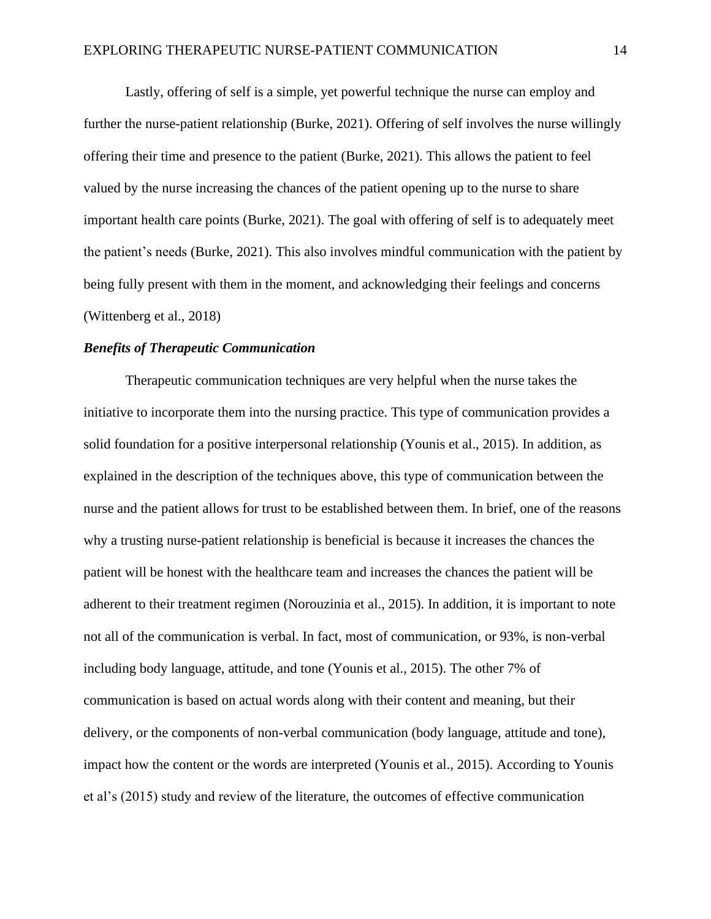Lastly, offering of self is a simple, yet powerful technique the nurse can employ and further the nurse-patient relationship (Burke, 2021). Offering of self involves the nurse willingly offering their time and presence to the patient (Burke, 2021). This allows the patient to feel valued by the nurse increasing the chances of the patient opening up to the nurse to share important health care points (Burke, 2021). The goal with offering of self is to adequately meet the patient's needs (Burke, 2021). This also involves mindful communication with the patient by being fully present with them in the moment, and acknowledging their feelings and concerns (Wittenberg et al., 2018)

### *Benefits of Therapeutic Communication*

Therapeutic communication techniques are very helpful when the nurse takes the initiative to incorporate them into the nursing practice. This type of communication provides a solid foundation for a positive interpersonal relationship (Younis et al., 2015). In addition, as explained in the description of the techniques above, this type of communication between the nurse and the patient allows for trust to be established between them. In brief, one of the reasons why a trusting nurse-patient relationship is beneficial is because it increases the chances the patient will be honest with the healthcare team and increases the chances the patient will be adherent to their treatment regimen (Norouzinia et al., 2015). In addition, it is important to note not all of the communication is verbal. In fact, most of communication, or 93%, is non-verbal including body language, attitude, and tone (Younis et al., 2015). The other 7% of communication is based on actual words along with their content and meaning, but their delivery, or the components of non-verbal communication (body language, attitude and tone), impact how the content or the words are interpreted (Younis et al., 2015). According to Younis et al's (2015) study and review of the literature, the outcomes of effective communication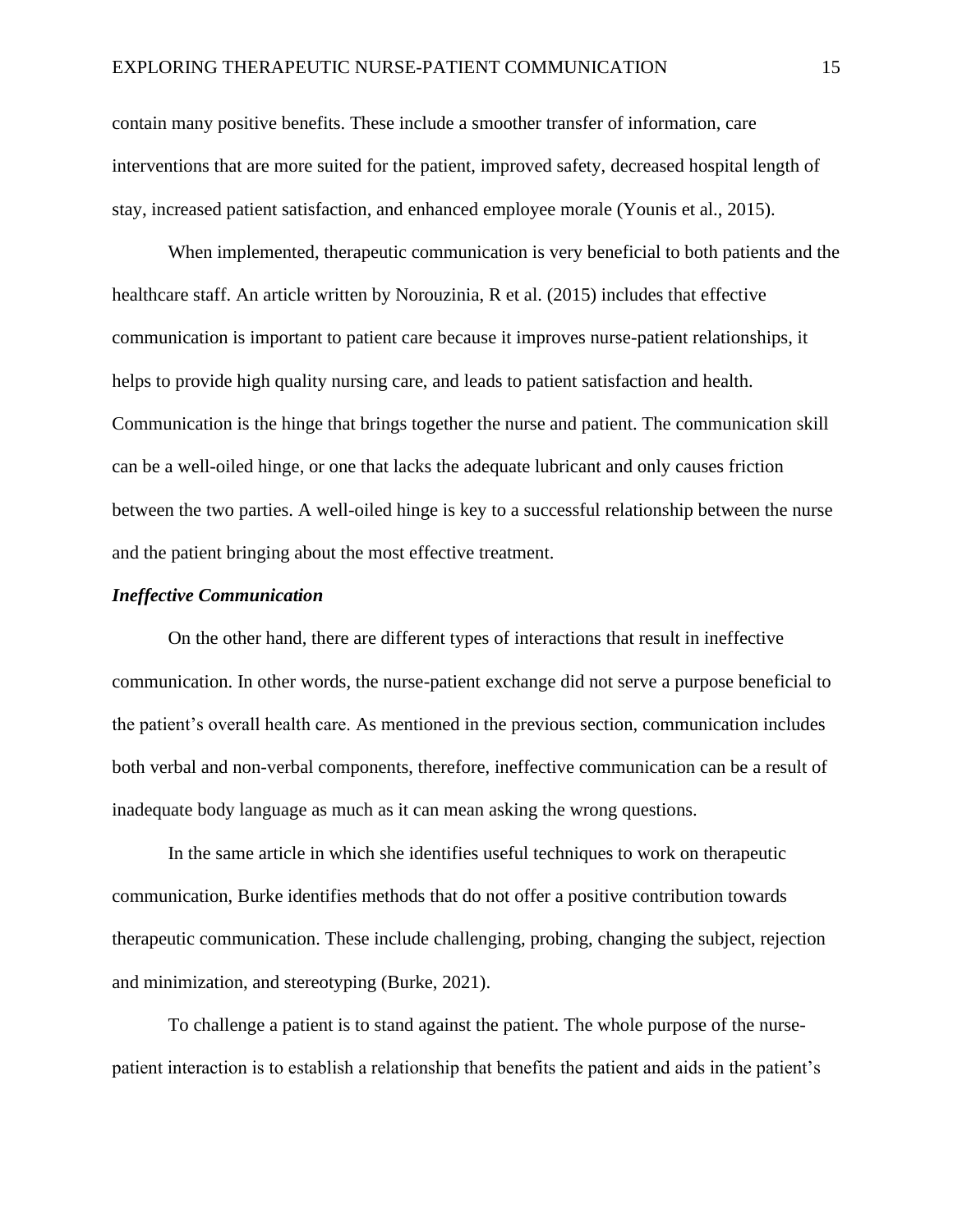contain many positive benefits. These include a smoother transfer of information, care interventions that are more suited for the patient, improved safety, decreased hospital length of stay, increased patient satisfaction, and enhanced employee morale (Younis et al., 2015).

When implemented, therapeutic communication is very beneficial to both patients and the healthcare staff. An article written by Norouzinia, R et al. (2015) includes that effective communication is important to patient care because it improves nurse-patient relationships, it helps to provide high quality nursing care, and leads to patient satisfaction and health. Communication is the hinge that brings together the nurse and patient. The communication skill can be a well-oiled hinge, or one that lacks the adequate lubricant and only causes friction between the two parties. A well-oiled hinge is key to a successful relationship between the nurse and the patient bringing about the most effective treatment.

### *Ineffective Communication*

On the other hand, there are different types of interactions that result in ineffective communication. In other words, the nurse-patient exchange did not serve a purpose beneficial to the patient's overall health care. As mentioned in the previous section, communication includes both verbal and non-verbal components, therefore, ineffective communication can be a result of inadequate body language as much as it can mean asking the wrong questions.

In the same article in which she identifies useful techniques to work on therapeutic communication, Burke identifies methods that do not offer a positive contribution towards therapeutic communication. These include challenging, probing, changing the subject, rejection and minimization, and stereotyping (Burke, 2021).

To challenge a patient is to stand against the patient. The whole purpose of the nurse-patient interaction is to establish a relationship that benefits the patient and aids in the patient's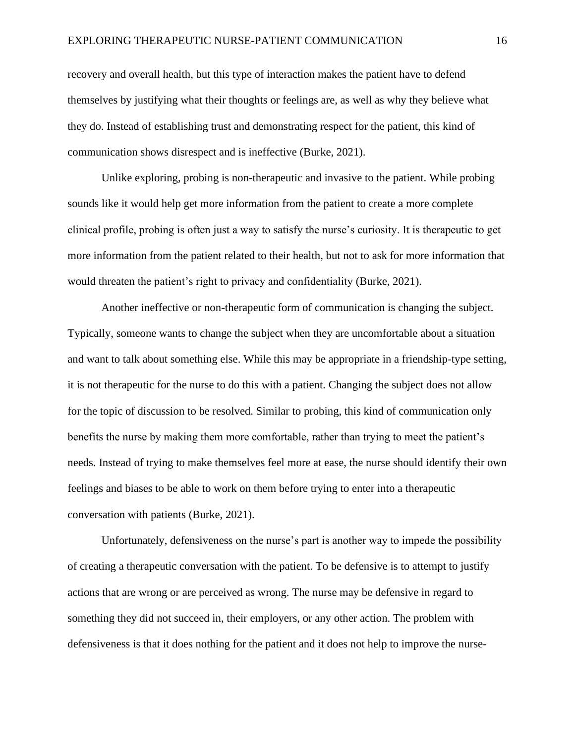recovery and overall health, but this type of interaction makes the patient have to defend themselves by justifying what their thoughts or feelings are, as well as why they believe what they do. Instead of establishing trust and demonstrating respect for the patient, this kind of communication shows disrespect and is ineffective (Burke, 2021).

Unlike exploring, probing is non-therapeutic and invasive to the patient. While probing sounds like it would help get more information from the patient to create a more complete clinical profile, probing is often just a way to satisfy the nurse's curiosity. It is therapeutic to get more information from the patient related to their health, but not to ask for more information that would threaten the patient's right to privacy and confidentiality (Burke, 2021).

Another ineffective or non-therapeutic form of communication is changing the subject. Typically, someone wants to change the subject when they are uncomfortable about a situation and want to talk about something else. While this may be appropriate in a friendship-type setting, it is not therapeutic for the nurse to do this with a patient. Changing the subject does not allow for the topic of discussion to be resolved. Similar to probing, this kind of communication only benefits the nurse by making them more comfortable, rather than trying to meet the patient's needs. Instead of trying to make themselves feel more at ease, the nurse should identify their own feelings and biases to be able to work on them before trying to enter into a therapeutic conversation with patients (Burke, 2021).

Unfortunately, defensiveness on the nurse's part is another way to impede the possibility of creating a therapeutic conversation with the patient. To be defensive is to attempt to justify actions that are wrong or are perceived as wrong. The nurse may be defensive in regard to something they did not succeed in, their employers, or any other action. The problem with defensiveness is that it does nothing for the patient and it does not help to improve the nurse-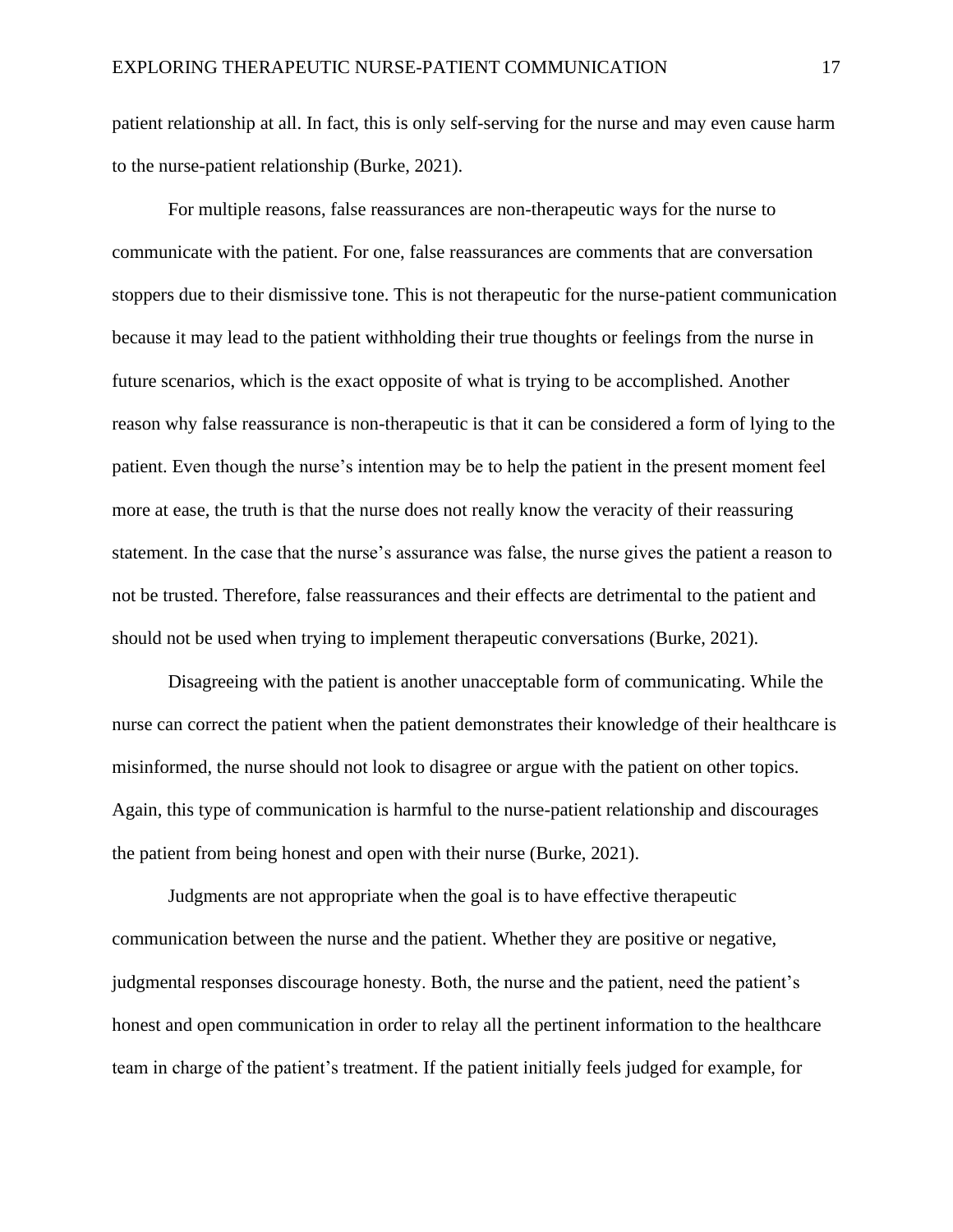patient relationship at all. In fact, this is only self-serving for the nurse and may even cause harm to the nurse-patient relationship (Burke, 2021).

For multiple reasons, false reassurances are non-therapeutic ways for the nurse to communicate with the patient. For one, false reassurances are comments that are conversation stoppers due to their dismissive tone. This is not therapeutic for the nurse-patient communication because it may lead to the patient withholding their true thoughts or feelings from the nurse in future scenarios, which is the exact opposite of what is trying to be accomplished. Another reason why false reassurance is non-therapeutic is that it can be considered a form of lying to the patient. Even though the nurse's intention may be to help the patient in the present moment feel more at ease, the truth is that the nurse does not really know the veracity of their reassuring statement. In the case that the nurse's assurance was false, the nurse gives the patient a reason to not be trusted. Therefore, false reassurances and their effects are detrimental to the patient and should not be used when trying to implement therapeutic conversations (Burke, 2021).

Disagreeing with the patient is another unacceptable form of communicating. While the nurse can correct the patient when the patient demonstrates their knowledge of their healthcare is misinformed, the nurse should not look to disagree or argue with the patient on other topics. Again, this type of communication is harmful to the nurse-patient relationship and discourages the patient from being honest and open with their nurse (Burke, 2021).

Judgments are not appropriate when the goal is to have effective therapeutic communication between the nurse and the patient. Whether they are positive or negative, judgmental responses discourage honesty. Both, the nurse and the patient, need the patient's honest and open communication in order to relay all the pertinent information to the healthcare team in charge of the patient's treatment. If the patient initially feels judged for example, for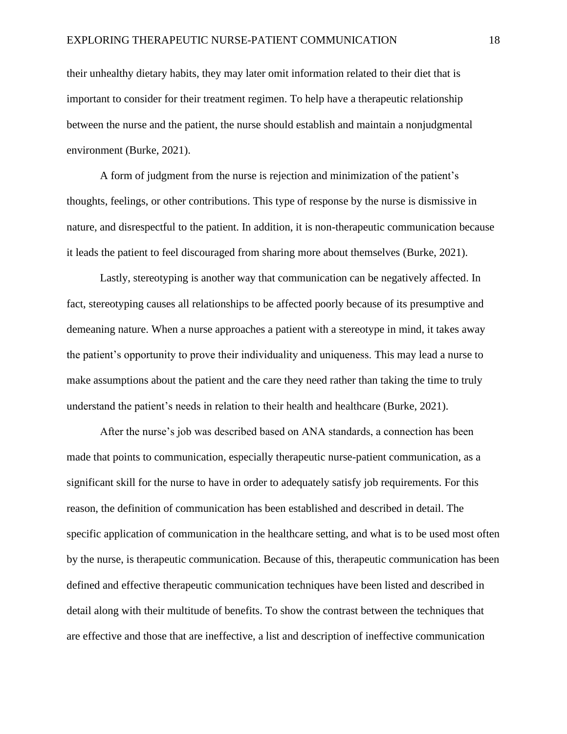their unhealthy dietary habits, they may later omit information related to their diet that is important to consider for their treatment regimen. To help have a therapeutic relationship between the nurse and the patient, the nurse should establish and maintain a nonjudgmental environment (Burke, 2021).

A form of judgment from the nurse is rejection and minimization of the patient's thoughts, feelings, or other contributions. This type of response by the nurse is dismissive in nature, and disrespectful to the patient. In addition, it is non-therapeutic communication because it leads the patient to feel discouraged from sharing more about themselves (Burke, 2021).

Lastly, stereotyping is another way that communication can be negatively affected. In fact, stereotyping causes all relationships to be affected poorly because of its presumptive and demeaning nature. When a nurse approaches a patient with a stereotype in mind, it takes away the patient's opportunity to prove their individuality and uniqueness. This may lead a nurse to make assumptions about the patient and the care they need rather than taking the time to truly understand the patient's needs in relation to their health and healthcare (Burke, 2021).

After the nurse's job was described based on ANA standards, a connection has been made that points to communication, especially therapeutic nurse-patient communication, as a significant skill for the nurse to have in order to adequately satisfy job requirements. For this reason, the definition of communication has been established and described in detail. The specific application of communication in the healthcare setting, and what is to be used most often by the nurse, is therapeutic communication. Because of this, therapeutic communication has been defined and effective therapeutic communication techniques have been listed and described in detail along with their multitude of benefits. To show the contrast between the techniques that are effective and those that are ineffective, a list and description of ineffective communication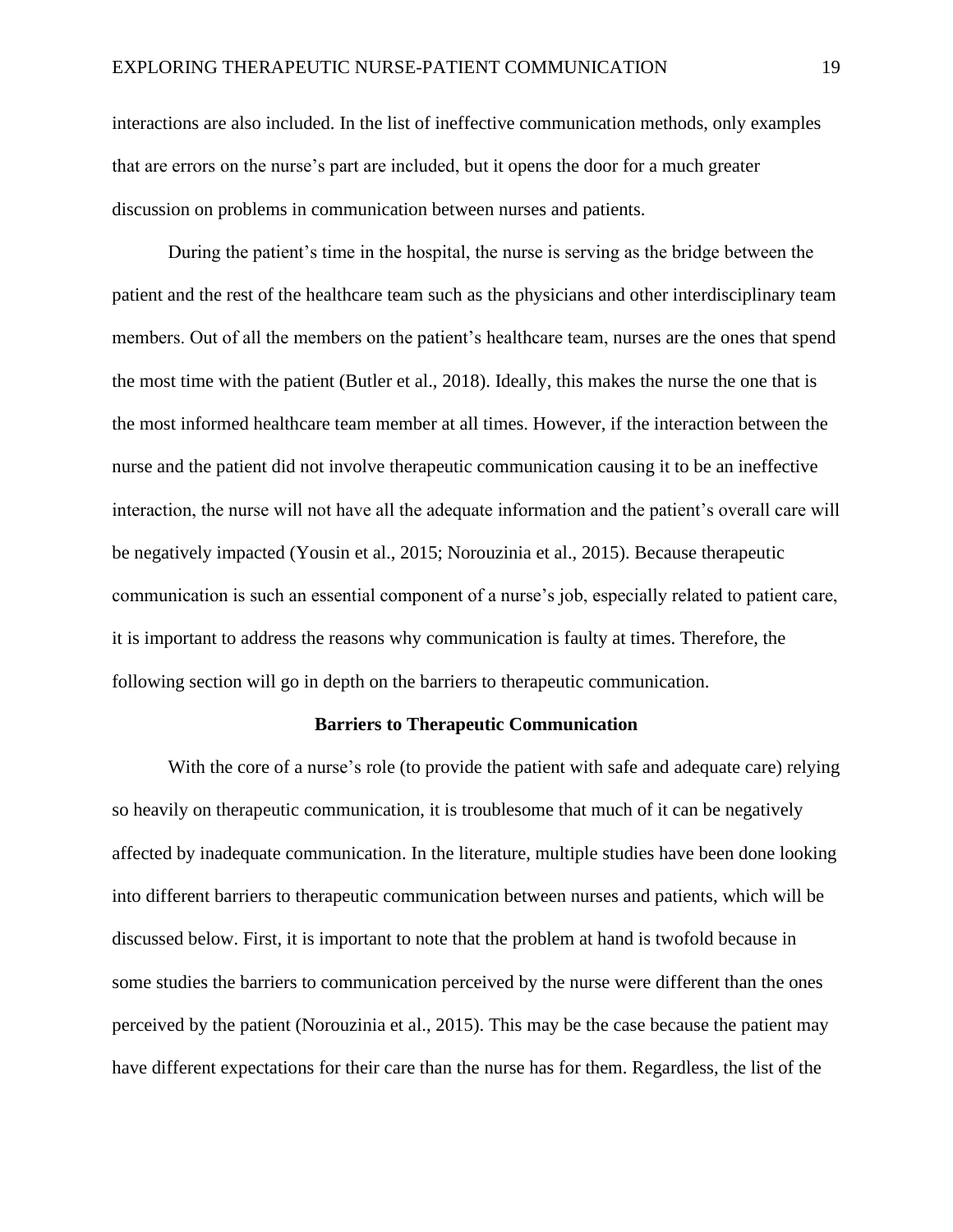interactions are also included. In the list of ineffective communication methods, only examples that are errors on the nurse's part are included, but it opens the door for a much greater discussion on problems in communication between nurses and patients.

During the patient's time in the hospital, the nurse is serving as the bridge between the patient and the rest of the healthcare team such as the physicians and other interdisciplinary team members. Out of all the members on the patient's healthcare team, nurses are the ones that spend the most time with the patient (Butler et al., 2018). Ideally, this makes the nurse the one that is the most informed healthcare team member at all times. However, if the interaction between the nurse and the patient did not involve therapeutic communication causing it to be an ineffective interaction, the nurse will not have all the adequate information and the patient's overall care will be negatively impacted (Yousin et al., 2015; Norouzinia et al., 2015). Because therapeutic communication is such an essential component of a nurse's job, especially related to patient care, it is important to address the reasons why communication is faulty at times. Therefore, the following section will go in depth on the barriers to therapeutic communication.

## Barriers to Therapeutic Communication

With the core of a nurse's role (to provide the patient with safe and adequate care) relying so heavily on therapeutic communication, it is troublesome that much of it can be negatively affected by inadequate communication. In the literature, multiple studies have been done looking into different barriers to therapeutic communication between nurses and patients, which will be discussed below. First, it is important to note that the problem at hand is twofold because in some studies the barriers to communication perceived by the nurse were different than the ones perceived by the patient (Norouzinia et al., 2015). This may be the case because the patient may have different expectations for their care than the nurse has for them. Regardless, the list of the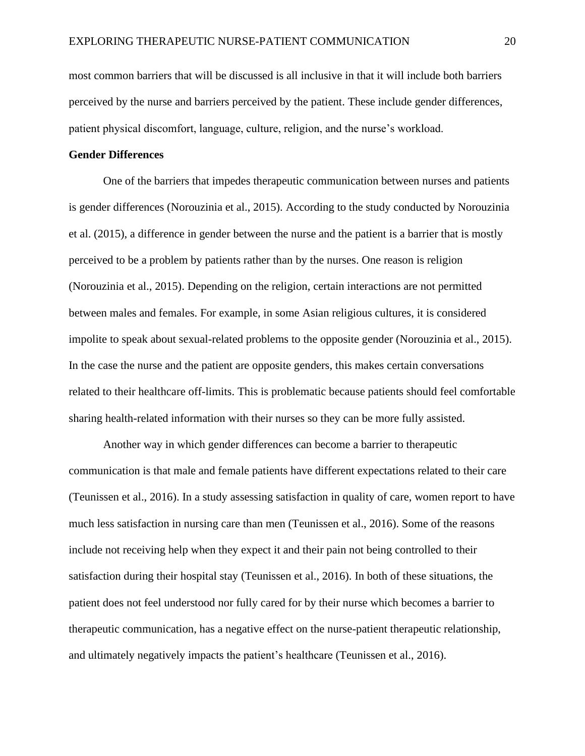most common barriers that will be discussed is all inclusive in that it will include both barriers perceived by the nurse and barriers perceived by the patient. These include gender differences, patient physical discomfort, language, culture, religion, and the nurse's workload.

### Gender Differences

One of the barriers that impedes therapeutic communication between nurses and patients is gender differences (Norouzinia et al., 2015). According to the study conducted by Norouzinia et al. (2015), a difference in gender between the nurse and the patient is a barrier that is mostly perceived to be a problem by patients rather than by the nurses. One reason is religion (Norouzinia et al., 2015). Depending on the religion, certain interactions are not permitted between males and females. For example, in some Asian religious cultures, it is considered impolite to speak about sexual-related problems to the opposite gender (Norouzinia et al., 2015). In the case the nurse and the patient are opposite genders, this makes certain conversations related to their healthcare off-limits. This is problematic because patients should feel comfortable sharing health-related information with their nurses so they can be more fully assisted.

Another way in which gender differences can become a barrier to therapeutic communication is that male and female patients have different expectations related to their care (Teunissen et al., 2016). In a study assessing satisfaction in quality of care, women report to have much less satisfaction in nursing care than men (Teunissen et al., 2016). Some of the reasons include not receiving help when they expect it and their pain not being controlled to their satisfaction during their hospital stay (Teunissen et al., 2016). In both of these situations, the patient does not feel understood nor fully cared for by their nurse which becomes a barrier to therapeutic communication, has a negative effect on the nurse-patient therapeutic relationship, and ultimately negatively impacts the patient's healthcare (Teunissen et al., 2016).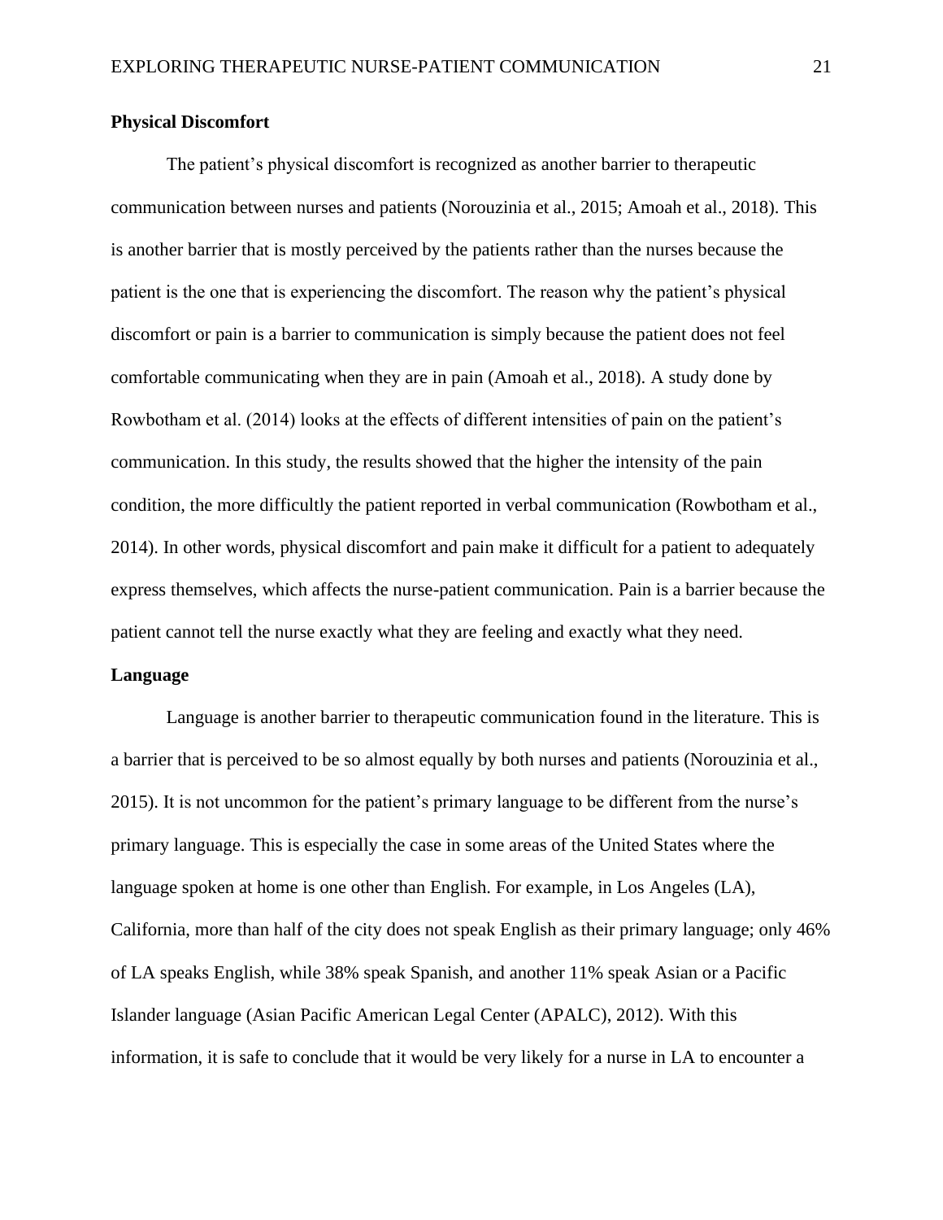### Physical Discomfort

The patient's physical discomfort is recognized as another barrier to therapeutic communication between nurses and patients (Norouzinia et al., 2015; Amoah et al., 2018). This is another barrier that is mostly perceived by the patients rather than the nurses because the patient is the one that is experiencing the discomfort. The reason why the patient's physical discomfort or pain is a barrier to communication is simply because the patient does not feel comfortable communicating when they are in pain (Amoah et al., 2018). A study done by Rowbotham et al. (2014) looks at the effects of different intensities of pain on the patient's communication. In this study, the results showed that the higher the intensity of the pain condition, the more difficultly the patient reported in verbal communication (Rowbotham et al., 2014). In other words, physical discomfort and pain make it difficult for a patient to adequately express themselves, which affects the nurse-patient communication. Pain is a barrier because the patient cannot tell the nurse exactly what they are feeling and exactly what they need.

### Language

Language is another barrier to therapeutic communication found in the literature. This is a barrier that is perceived to be so almost equally by both nurses and patients (Norouzinia et al., 2015). It is not uncommon for the patient's primary language to be different from the nurse's primary language. This is especially the case in some areas of the United States where the language spoken at home is one other than English. For example, in Los Angeles (LA), California, more than half of the city does not speak English as their primary language; only 46% of LA speaks English, while 38% speak Spanish, and another 11% speak Asian or a Pacific Islander language (Asian Pacific American Legal Center (APALC), 2012). With this information, it is safe to conclude that it would be very likely for a nurse in LA to encounter a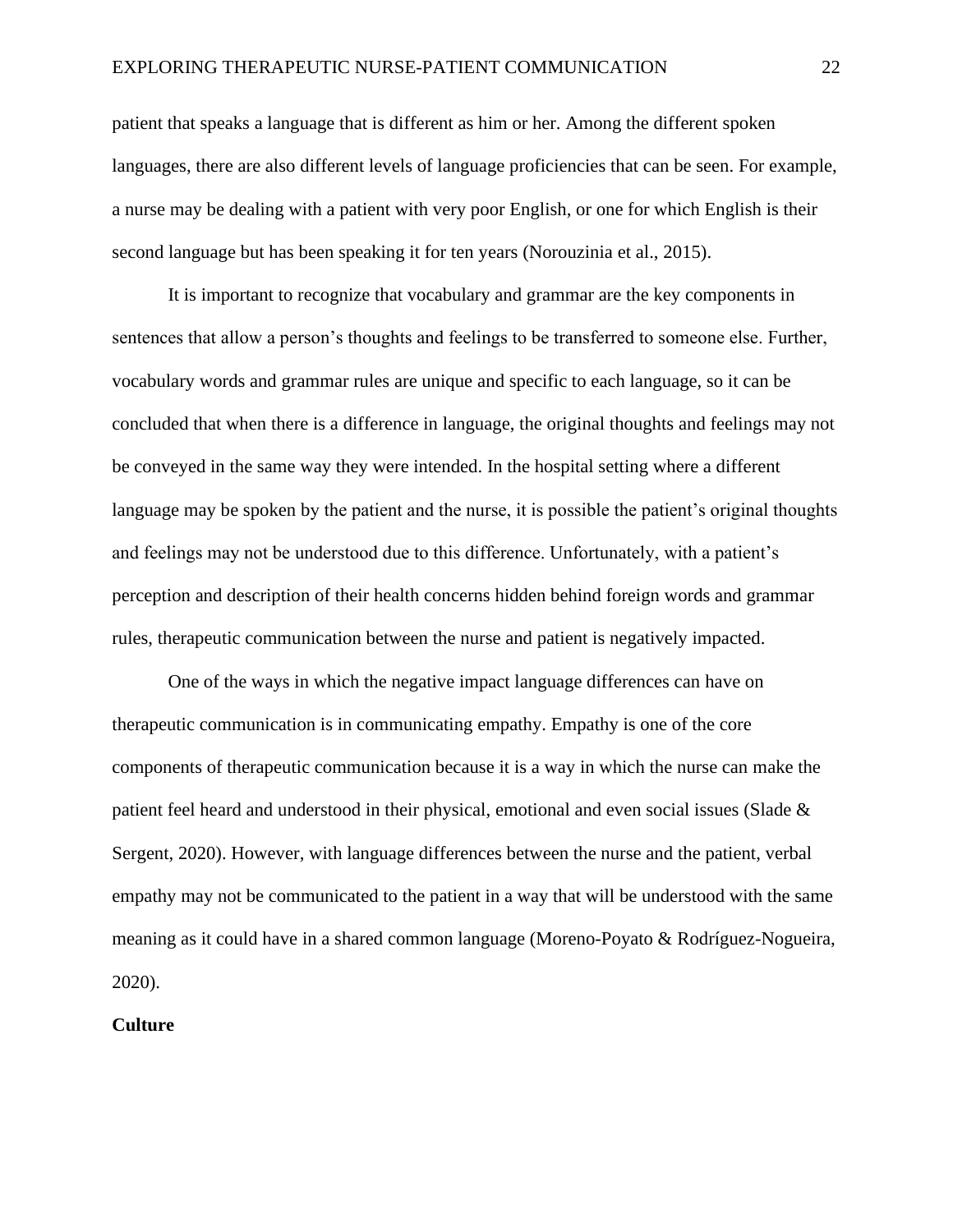patient that speaks a language that is different as him or her. Among the different spoken languages, there are also different levels of language proficiencies that can be seen. For example, a nurse may be dealing with a patient with very poor English, or one for which English is their second language but has been speaking it for ten years (Norouzinia et al., 2015).

It is important to recognize that vocabulary and grammar are the key components in sentences that allow a person's thoughts and feelings to be transferred to someone else. Further, vocabulary words and grammar rules are unique and specific to each language, so it can be concluded that when there is a difference in language, the original thoughts and feelings may not be conveyed in the same way they were intended. In the hospital setting where a different language may be spoken by the patient and the nurse, it is possible the patient's original thoughts and feelings may not be understood due to this difference. Unfortunately, with a patient's perception and description of their health concerns hidden behind foreign words and grammar rules, therapeutic communication between the nurse and patient is negatively impacted.

One of the ways in which the negative impact language differences can have on therapeutic communication is in communicating empathy. Empathy is one of the core components of therapeutic communication because it is a way in which the nurse can make the patient feel heard and understood in their physical, emotional and even social issues (Slade & Sergent, 2020). However, with language differences between the nurse and the patient, verbal empathy may not be communicated to the patient in a way that will be understood with the same meaning as it could have in a shared common language (Moreno-Poyato & Rodríguez-Nogueira, 2020).

**Culture**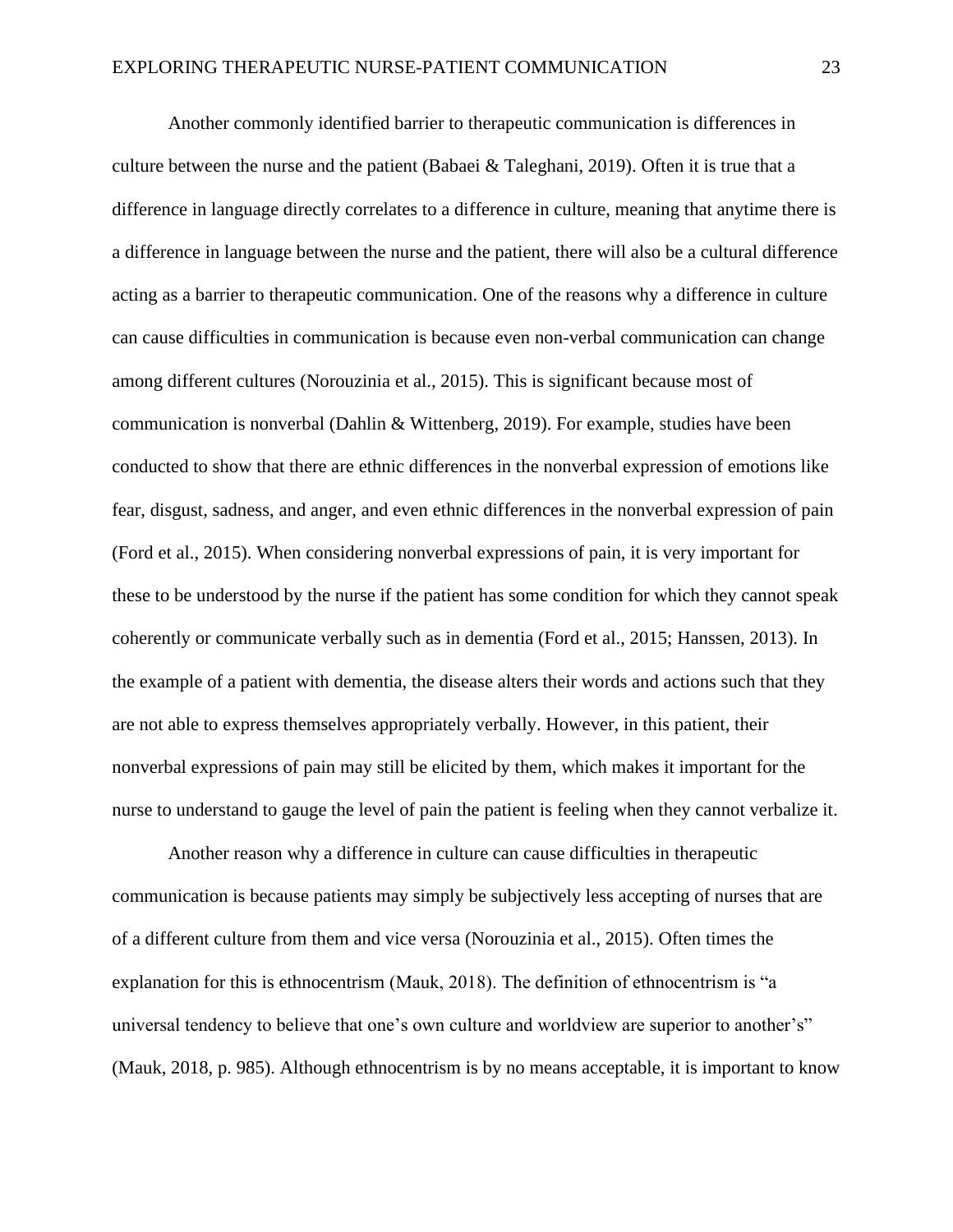Another commonly identified barrier to therapeutic communication is differences in culture between the nurse and the patient (Babaei & Taleghani, 2019). Often it is true that a difference in language directly correlates to a difference in culture, meaning that anytime there is a difference in language between the nurse and the patient, there will also be a cultural difference acting as a barrier to therapeutic communication. One of the reasons why a difference in culture can cause difficulties in communication is because even non-verbal communication can change among different cultures (Norouzinia et al., 2015). This is significant because most of communication is nonverbal (Dahlin & Wittenberg, 2019). For example, studies have been conducted to show that there are ethnic differences in the nonverbal expression of emotions like fear, disgust, sadness, and anger, and even ethnic differences in the nonverbal expression of pain (Ford et al., 2015). When considering nonverbal expressions of pain, it is very important for these to be understood by the nurse if the patient has some condition for which they cannot speak coherently or communicate verbally such as in dementia (Ford et al., 2015; Hanssen, 2013). In the example of a patient with dementia, the disease alters their words and actions such that they are not able to express themselves appropriately verbally. However, in this patient, their nonverbal expressions of pain may still be elicited by them, which makes it important for the nurse to understand to gauge the level of pain the patient is feeling when they cannot verbalize it.

Another reason why a difference in culture can cause difficulties in therapeutic communication is because patients may simply be subjectively less accepting of nurses that are of a different culture from them and vice versa (Norouzinia et al., 2015). Often times the explanation for this is ethnocentrism (Mauk, 2018). The definition of ethnocentrism is "a universal tendency to believe that one's own culture and worldview are superior to another's" (Mauk, 2018, p. 985). Although ethnocentrism is by no means acceptable, it is important to know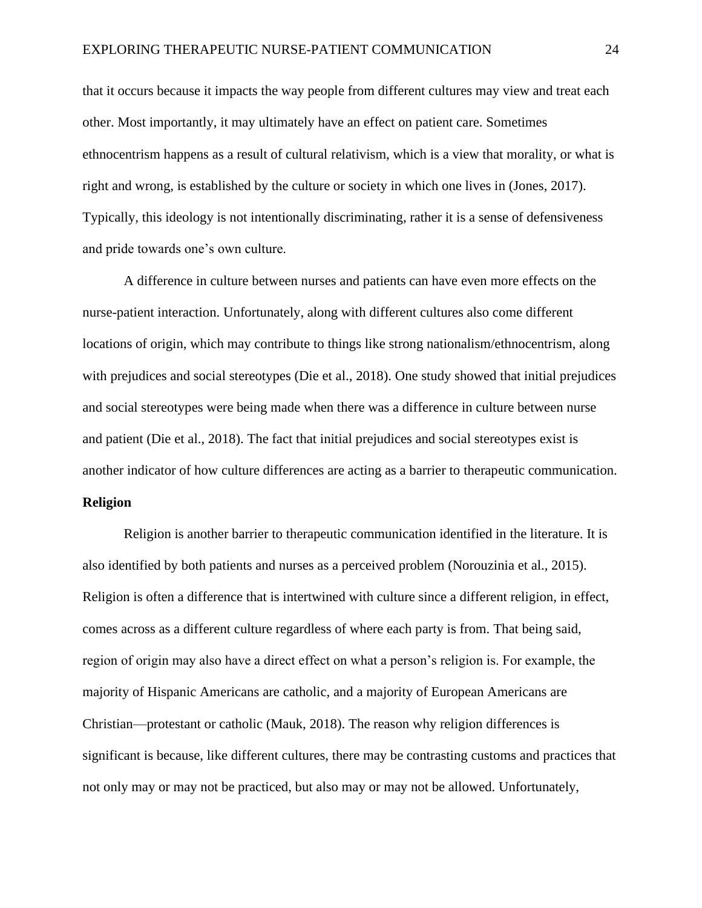that it occurs because it impacts the way people from different cultures may view and treat each other. Most importantly, it may ultimately have an effect on patient care. Sometimes ethnocentrism happens as a result of cultural relativism, which is a view that morality, or what is right and wrong, is established by the culture or society in which one lives in (Jones, 2017). Typically, this ideology is not intentionally discriminating, rather it is a sense of defensiveness and pride towards one's own culture.

A difference in culture between nurses and patients can have even more effects on the nurse-patient interaction. Unfortunately, along with different cultures also come different locations of origin, which may contribute to things like strong nationalism/ethnocentrism, along with prejudices and social stereotypes (Die et al., 2018). One study showed that initial prejudices and social stereotypes were being made when there was a difference in culture between nurse and patient (Die et al., 2018). The fact that initial prejudices and social stereotypes exist is another indicator of how culture differences are acting as a barrier to therapeutic communication.

**Religion**

Religion is another barrier to therapeutic communication identified in the literature. It is also identified by both patients and nurses as a perceived problem (Norouzinia et al., 2015). Religion is often a difference that is intertwined with culture since a different religion, in effect, comes across as a different culture regardless of where each party is from. That being said, region of origin may also have a direct effect on what a person's religion is. For example, the majority of Hispanic Americans are catholic, and a majority of European Americans are Christian—protestant or catholic (Mauk, 2018). The reason why religion differences is significant is because, like different cultures, there may be contrasting customs and practices that not only may or may not be practiced, but also may or may not be allowed. Unfortunately,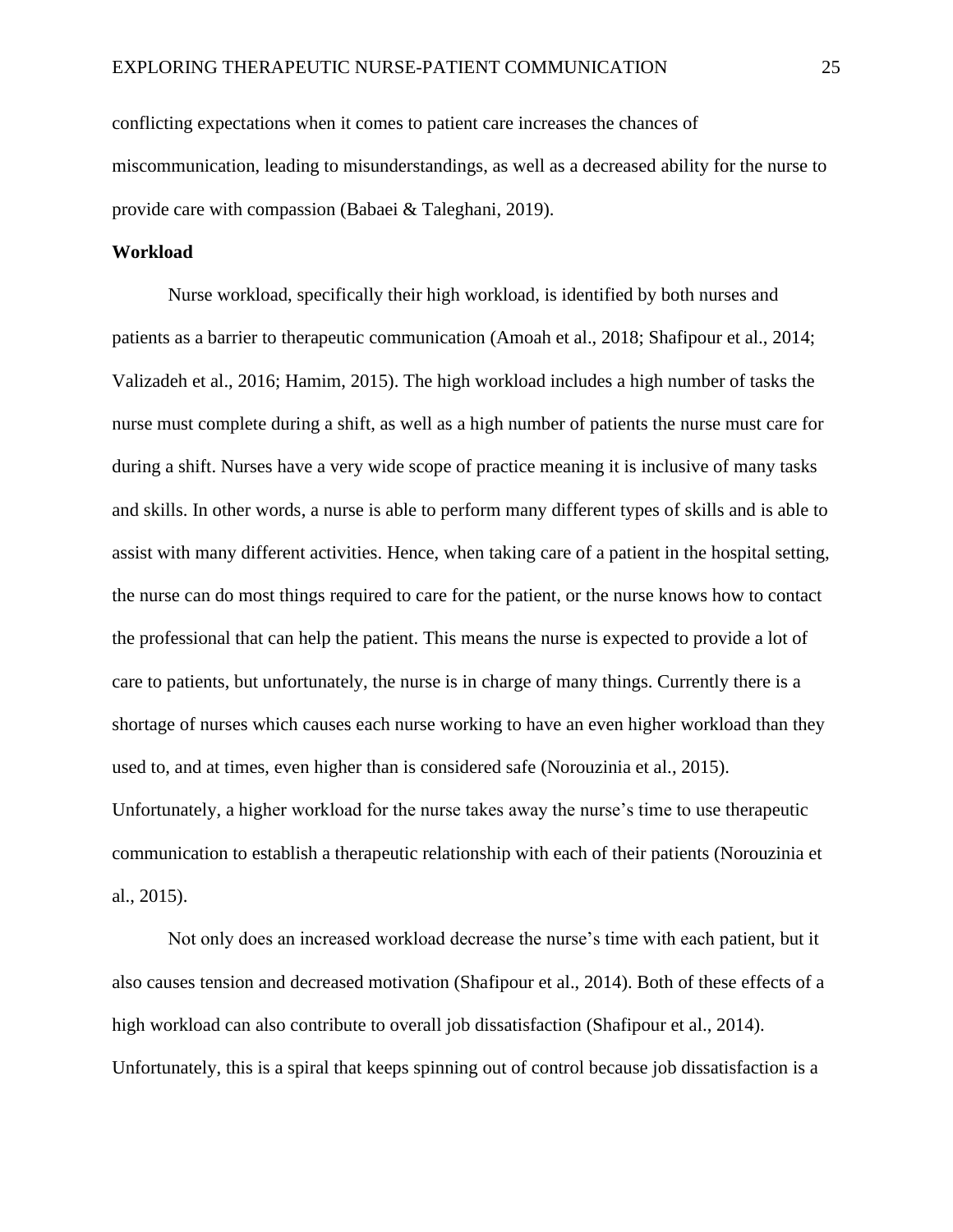conflicting expectations when it comes to patient care increases the chances of miscommunication, leading to misunderstandings, as well as a decreased ability for the nurse to provide care with compassion (Babaei & Taleghani, 2019).

**Workload**

Nurse workload, specifically their high workload, is identified by both nurses and patients as a barrier to therapeutic communication (Amoah et al., 2018; Shafipour et al., 2014; Valizadeh et al., 2016; Hamim, 2015). The high workload includes a high number of tasks the nurse must complete during a shift, as well as a high number of patients the nurse must care for during a shift. Nurses have a very wide scope of practice meaning it is inclusive of many tasks and skills. In other words, a nurse is able to perform many different types of skills and is able to assist with many different activities. Hence, when taking care of a patient in the hospital setting, the nurse can do most things required to care for the patient, or the nurse knows how to contact the professional that can help the patient. This means the nurse is expected to provide a lot of care to patients, but unfortunately, the nurse is in charge of many things. Currently there is a shortage of nurses which causes each nurse working to have an even higher workload than they used to, and at times, even higher than is considered safe (Norouzinia et al., 2015). Unfortunately, a higher workload for the nurse takes away the nurse's time to use therapeutic communication to establish a therapeutic relationship with each of their patients (Norouzinia et al., 2015).

Not only does an increased workload decrease the nurse's time with each patient, but it also causes tension and decreased motivation (Shafipour et al., 2014). Both of these effects of a high workload can also contribute to overall job dissatisfaction (Shafipour et al., 2014). Unfortunately, this is a spiral that keeps spinning out of control because job dissatisfaction is a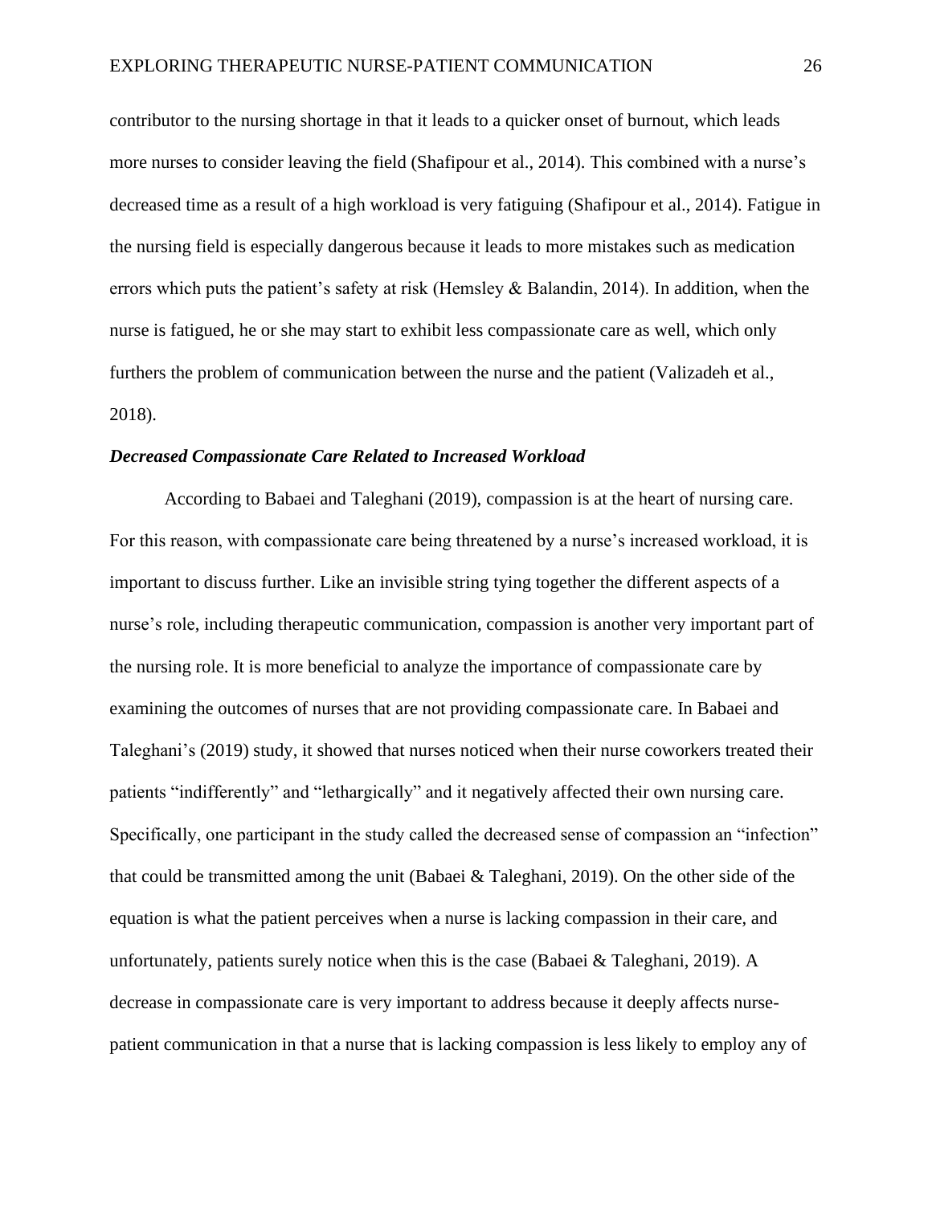contributor to the nursing shortage in that it leads to a quicker onset of burnout, which leads more nurses to consider leaving the field (Shafipour et al., 2014). This combined with a nurse's decreased time as a result of a high workload is very fatiguing (Shafipour et al., 2014). Fatigue in the nursing field is especially dangerous because it leads to more mistakes such as medication errors which puts the patient's safety at risk (Hemsley & Balandin, 2014). In addition, when the nurse is fatigued, he or she may start to exhibit less compassionate care as well, which only furthers the problem of communication between the nurse and the patient (Valizadeh et al., 2018).

### ***Decreased Compassionate Care Related to Increased Workload***

According to Babaei and Taleghani (2019), compassion is at the heart of nursing care. For this reason, with compassionate care being threatened by a nurse's increased workload, it is important to discuss further. Like an invisible string tying together the different aspects of a nurse's role, including therapeutic communication, compassion is another very important part of the nursing role. It is more beneficial to analyze the importance of compassionate care by examining the outcomes of nurses that are not providing compassionate care. In Babaei and Taleghani's (2019) study, it showed that nurses noticed when their nurse coworkers treated their patients "indifferently" and "lethargically" and it negatively affected their own nursing care. Specifically, one participant in the study called the decreased sense of compassion an "infection" that could be transmitted among the unit (Babaei & Taleghani, 2019). On the other side of the equation is what the patient perceives when a nurse is lacking compassion in their care, and unfortunately, patients surely notice when this is the case (Babaei & Taleghani, 2019). A decrease in compassionate care is very important to address because it deeply affects nurse-patient communication in that a nurse that is lacking compassion is less likely to employ any of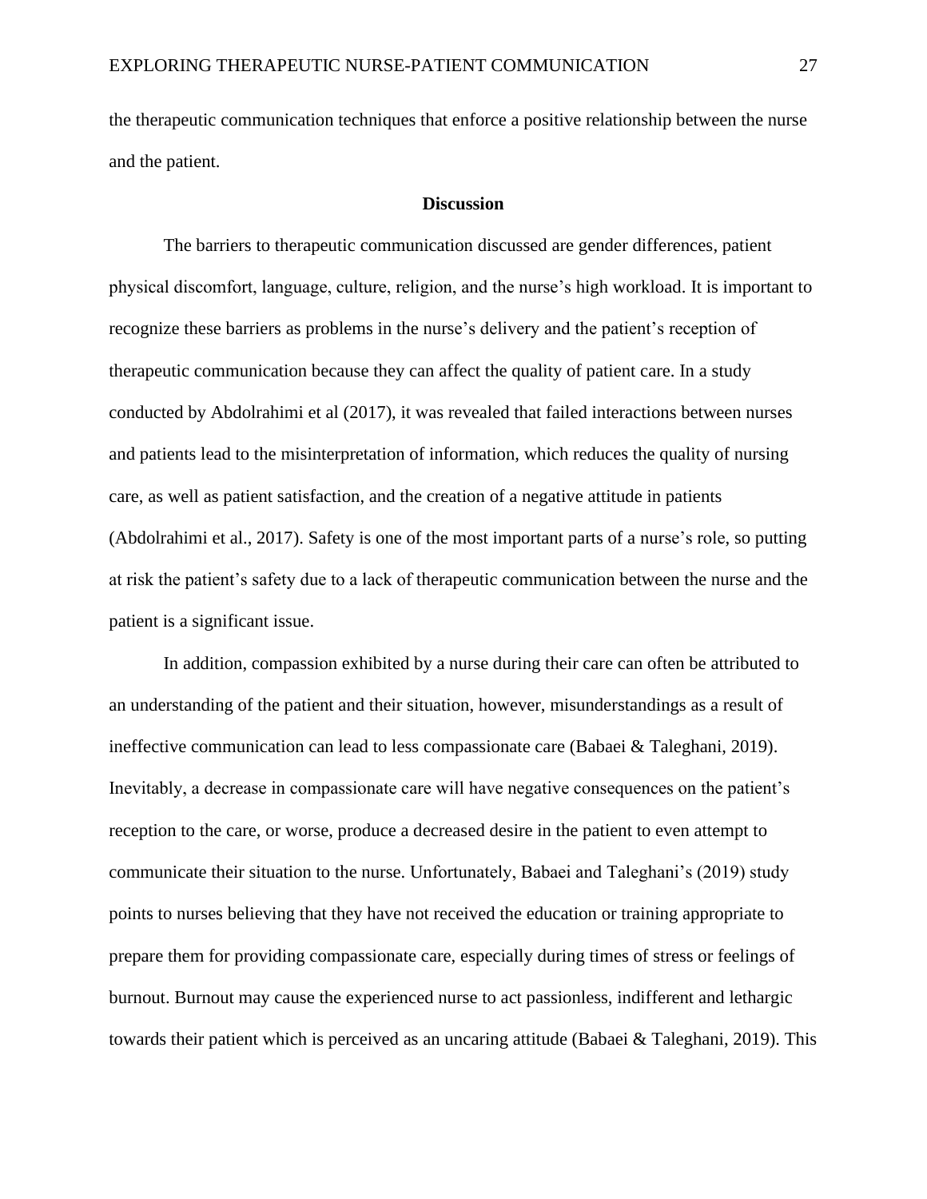the therapeutic communication techniques that enforce a positive relationship between the nurse and the patient.

## Discussion

The barriers to therapeutic communication discussed are gender differences, patient physical discomfort, language, culture, religion, and the nurse's high workload. It is important to recognize these barriers as problems in the nurse's delivery and the patient's reception of therapeutic communication because they can affect the quality of patient care. In a study conducted by Abdolrahimi et al (2017), it was revealed that failed interactions between nurses and patients lead to the misinterpretation of information, which reduces the quality of nursing care, as well as patient satisfaction, and the creation of a negative attitude in patients (Abdolrahimi et al., 2017). Safety is one of the most important parts of a nurse's role, so putting at risk the patient's safety due to a lack of therapeutic communication between the nurse and the patient is a significant issue.

In addition, compassion exhibited by a nurse during their care can often be attributed to an understanding of the patient and their situation, however, misunderstandings as a result of ineffective communication can lead to less compassionate care (Babaei & Taleghani, 2019). Inevitably, a decrease in compassionate care will have negative consequences on the patient's reception to the care, or worse, produce a decreased desire in the patient to even attempt to communicate their situation to the nurse. Unfortunately, Babaei and Taleghani's (2019) study points to nurses believing that they have not received the education or training appropriate to prepare them for providing compassionate care, especially during times of stress or feelings of burnout. Burnout may cause the experienced nurse to act passionless, indifferent and lethargic towards their patient which is perceived as an uncaring attitude (Babaei & Taleghani, 2019). This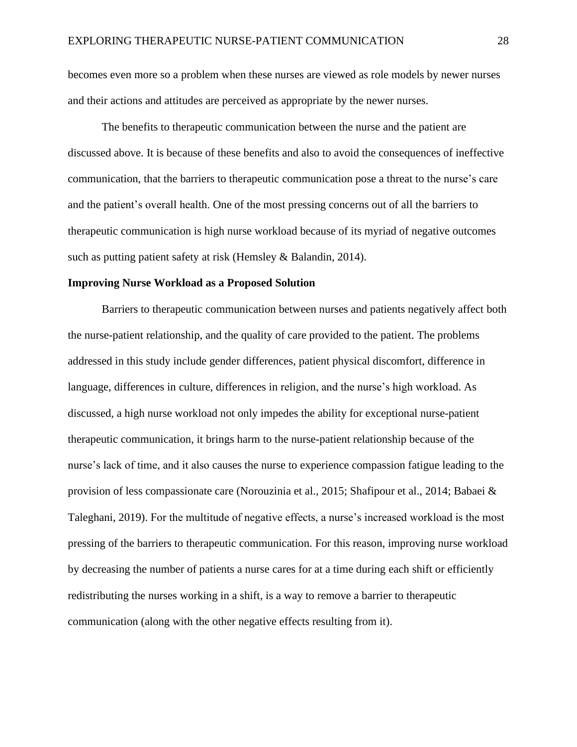becomes even more so a problem when these nurses are viewed as role models by newer nurses and their actions and attitudes are perceived as appropriate by the newer nurses.

The benefits to therapeutic communication between the nurse and the patient are discussed above. It is because of these benefits and also to avoid the consequences of ineffective communication, that the barriers to therapeutic communication pose a threat to the nurse's care and the patient's overall health. One of the most pressing concerns out of all the barriers to therapeutic communication is high nurse workload because of its myriad of negative outcomes such as putting patient safety at risk (Hemsley & Balandin, 2014).

**Improving Nurse Workload as a Proposed Solution**

Barriers to therapeutic communication between nurses and patients negatively affect both the nurse-patient relationship, and the quality of care provided to the patient. The problems addressed in this study include gender differences, patient physical discomfort, difference in language, differences in culture, differences in religion, and the nurse's high workload. As discussed, a high nurse workload not only impedes the ability for exceptional nurse-patient therapeutic communication, it brings harm to the nurse-patient relationship because of the nurse's lack of time, and it also causes the nurse to experience compassion fatigue leading to the provision of less compassionate care (Norouzinia et al., 2015; Shafipour et al., 2014; Babaei & Taleghani, 2019). For the multitude of negative effects, a nurse's increased workload is the most pressing of the barriers to therapeutic communication. For this reason, improving nurse workload by decreasing the number of patients a nurse cares for at a time during each shift or efficiently redistributing the nurses working in a shift, is a way to remove a barrier to therapeutic communication (along with the other negative effects resulting from it).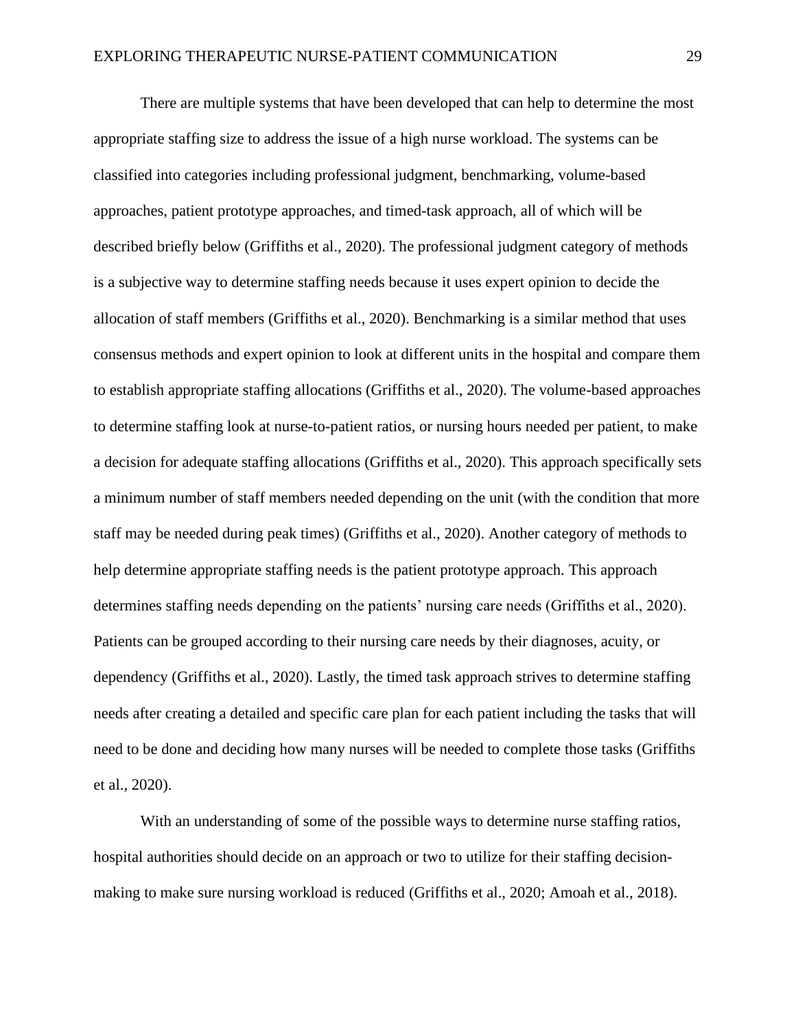There are multiple systems that have been developed that can help to determine the most appropriate staffing size to address the issue of a high nurse workload. The systems can be classified into categories including professional judgment, benchmarking, volume-based approaches, patient prototype approaches, and timed-task approach, all of which will be described briefly below (Griffiths et al., 2020). The professional judgment category of methods is a subjective way to determine staffing needs because it uses expert opinion to decide the allocation of staff members (Griffiths et al., 2020). Benchmarking is a similar method that uses consensus methods and expert opinion to look at different units in the hospital and compare them to establish appropriate staffing allocations (Griffiths et al., 2020). The volume-based approaches to determine staffing look at nurse-to-patient ratios, or nursing hours needed per patient, to make a decision for adequate staffing allocations (Griffiths et al., 2020). This approach specifically sets a minimum number of staff members needed depending on the unit (with the condition that more staff may be needed during peak times) (Griffiths et al., 2020). Another category of methods to help determine appropriate staffing needs is the patient prototype approach. This approach determines staffing needs depending on the patients' nursing care needs (Griffiths et al., 2020). Patients can be grouped according to their nursing care needs by their diagnoses, acuity, or dependency (Griffiths et al., 2020). Lastly, the timed task approach strives to determine staffing needs after creating a detailed and specific care plan for each patient including the tasks that will need to be done and deciding how many nurses will be needed to complete those tasks (Griffiths et al., 2020).

With an understanding of some of the possible ways to determine nurse staffing ratios, hospital authorities should decide on an approach or two to utilize for their staffing decision-making to make sure nursing workload is reduced (Griffiths et al., 2020; Amoah et al., 2018).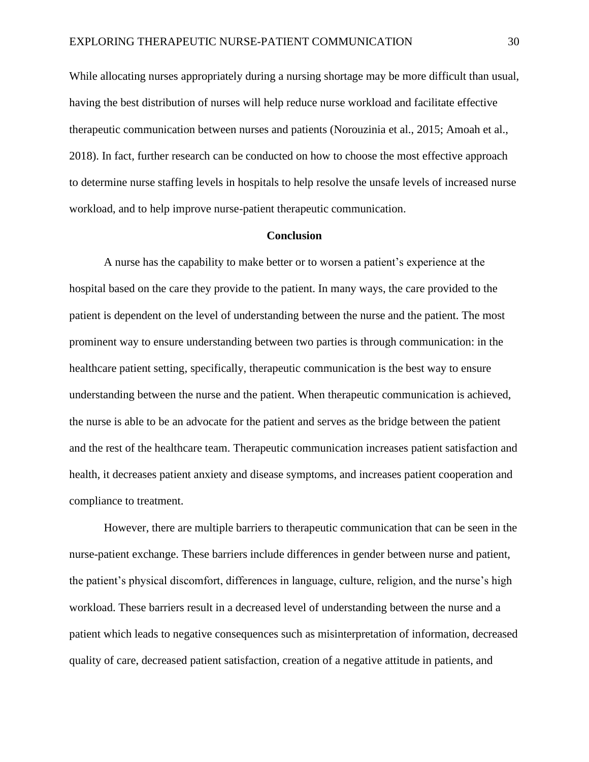While allocating nurses appropriately during a nursing shortage may be more difficult than usual, having the best distribution of nurses will help reduce nurse workload and facilitate effective therapeutic communication between nurses and patients (Norouzinia et al., 2015; Amoah et al., 2018). In fact, further research can be conducted on how to choose the most effective approach to determine nurse staffing levels in hospitals to help resolve the unsafe levels of increased nurse workload, and to help improve nurse-patient therapeutic communication.

## Conclusion

A nurse has the capability to make better or to worsen a patient's experience at the hospital based on the care they provide to the patient. In many ways, the care provided to the patient is dependent on the level of understanding between the nurse and the patient. The most prominent way to ensure understanding between two parties is through communication: in the healthcare patient setting, specifically, therapeutic communication is the best way to ensure understanding between the nurse and the patient. When therapeutic communication is achieved, the nurse is able to be an advocate for the patient and serves as the bridge between the patient and the rest of the healthcare team. Therapeutic communication increases patient satisfaction and health, it decreases patient anxiety and disease symptoms, and increases patient cooperation and compliance to treatment.

However, there are multiple barriers to therapeutic communication that can be seen in the nurse-patient exchange. These barriers include differences in gender between nurse and patient, the patient's physical discomfort, differences in language, culture, religion, and the nurse's high workload. These barriers result in a decreased level of understanding between the nurse and a patient which leads to negative consequences such as misinterpretation of information, decreased quality of care, decreased patient satisfaction, creation of a negative attitude in patients, and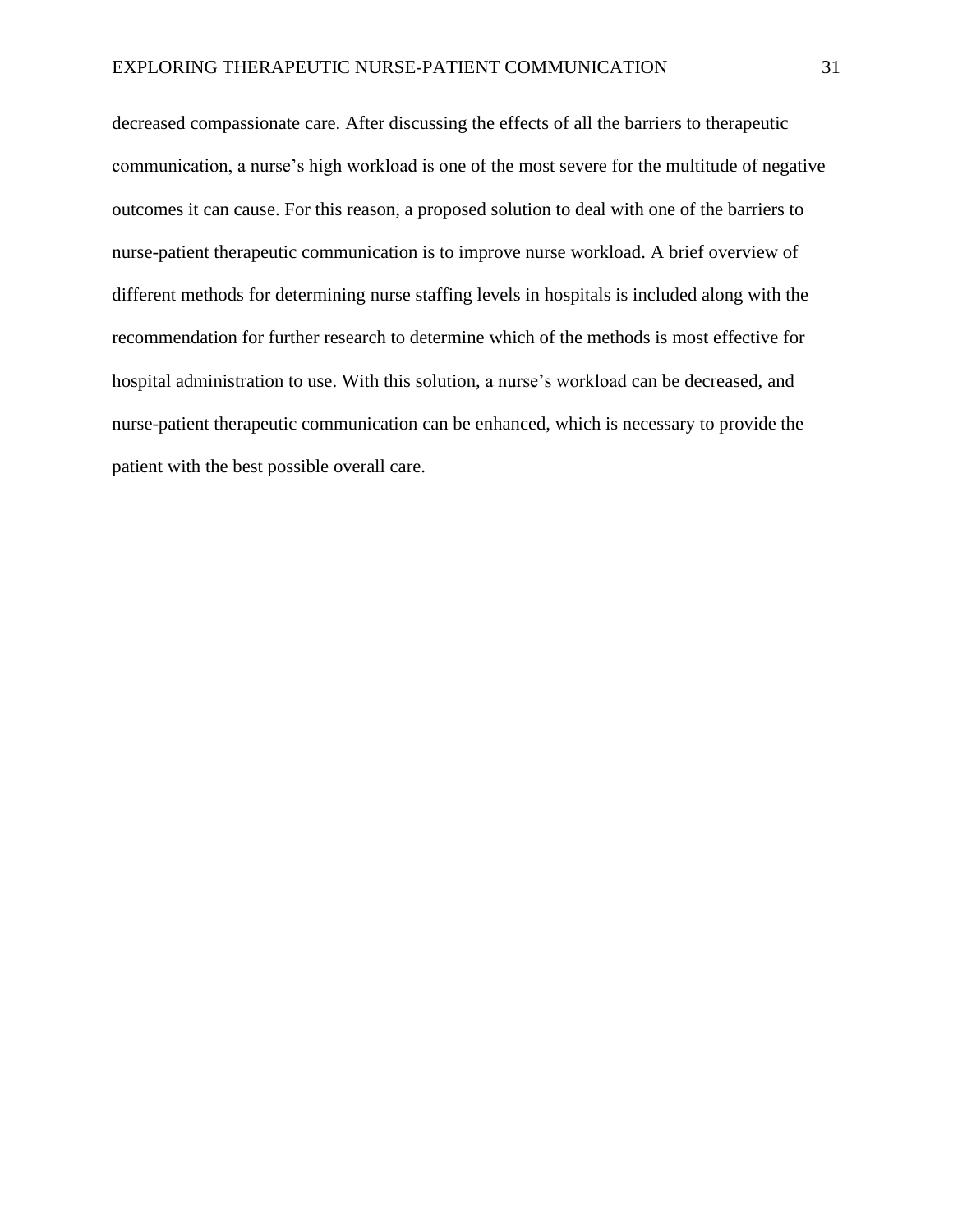decreased compassionate care. After discussing the effects of all the barriers to therapeutic communication, a nurse's high workload is one of the most severe for the multitude of negative outcomes it can cause. For this reason, a proposed solution to deal with one of the barriers to nurse-patient therapeutic communication is to improve nurse workload. A brief overview of different methods for determining nurse staffing levels in hospitals is included along with the recommendation for further research to determine which of the methods is most effective for hospital administration to use. With this solution, a nurse's workload can be decreased, and nurse-patient therapeutic communication can be enhanced, which is necessary to provide the patient with the best possible overall care.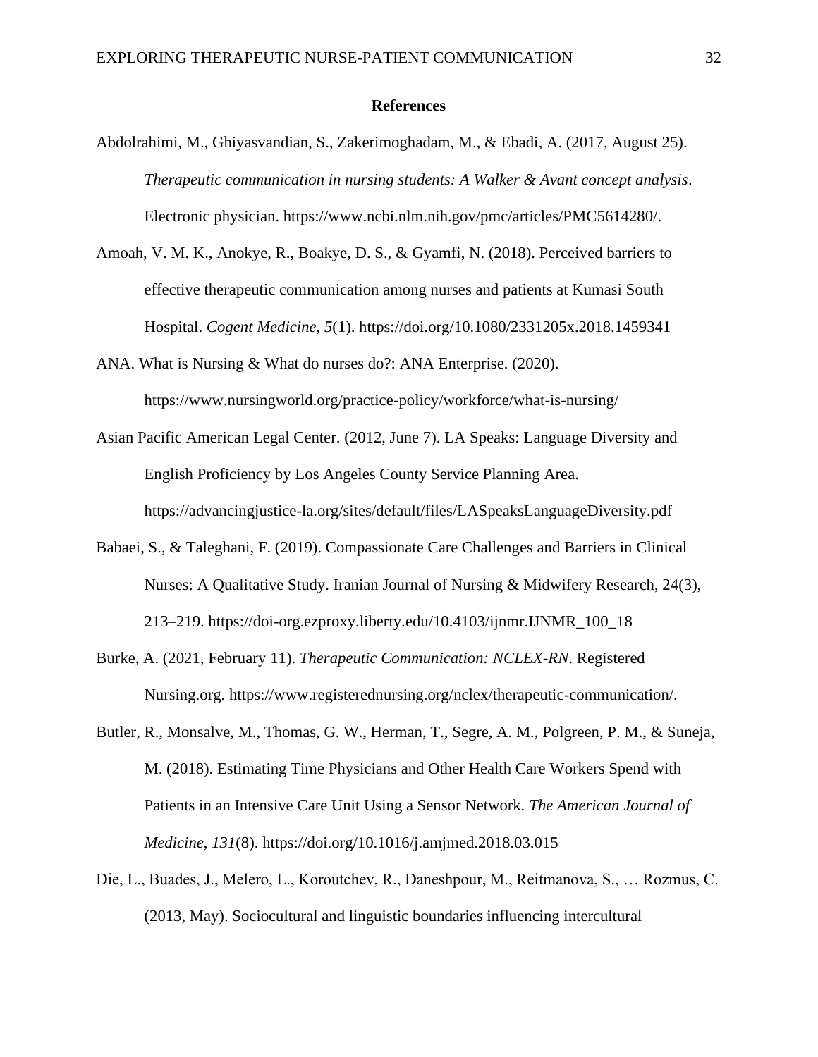**References**

Abdolrahimi, M., Ghiyasvandian, S., Zakerimoghadam, M., & Ebadi, A. (2017, August 25). *Therapeutic communication in nursing students: A Walker & Avant concept analysis*. Electronic physician. https://www.ncbi.nlm.nih.gov/pmc/articles/PMC5614280/.

Amoah, V. M. K., Anokye, R., Boakye, D. S., & Gyamfi, N. (2018). Perceived barriers to effective therapeutic communication among nurses and patients at Kumasi South Hospital. *Cogent Medicine*, *5*(1). https://doi.org/10.1080/2331205x.2018.1459341

ANA. What is Nursing & What do nurses do?: ANA Enterprise. (2020). https://www.nursingworld.org/practice-policy/workforce/what-is-nursing/

Asian Pacific American Legal Center. (2012, June 7). LA Speaks: Language Diversity and English Proficiency by Los Angeles County Service Planning Area. https://advancingjustice-la.org/sites/default/files/LASpeaksLanguageDiversity.pdf

Babaei, S., & Taleghani, F. (2019). Compassionate Care Challenges and Barriers in Clinical Nurses: A Qualitative Study. Iranian Journal of Nursing & Midwifery Research, 24(3), 213–219. https://doi-org.ezproxy.liberty.edu/10.4103/ijnmr.IJNMR_100_18

Burke, A. (2021, February 11). *Therapeutic Communication: NCLEX-RN*. Registered Nursing.org. https://www.registerednursing.org/nclex/therapeutic-communication/.

Butler, R., Monsalve, M., Thomas, G. W., Herman, T., Segre, A. M., Polgreen, P. M., & Suneja, M. (2018). Estimating Time Physicians and Other Health Care Workers Spend with Patients in an Intensive Care Unit Using a Sensor Network. *The American Journal of Medicine*, *131*(8). https://doi.org/10.1016/j.amjmed.2018.03.015

Die, L., Buades, J., Melero, L., Koroutchev, R., Daneshpour, M., Reitmanova, S., … Rozmus, C. (2013, May). Sociocultural and linguistic boundaries influencing intercultural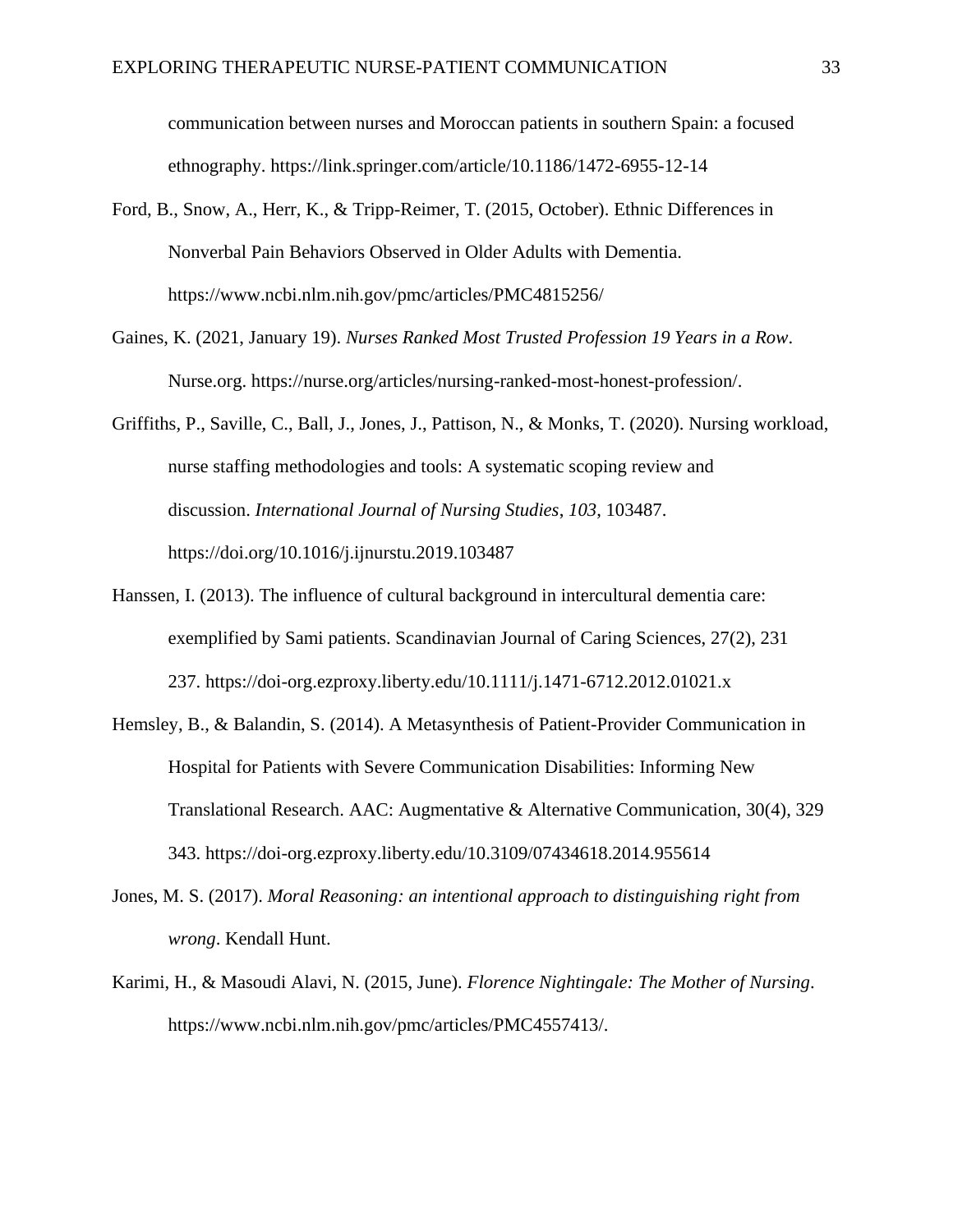communication between nurses and Moroccan patients in southern Spain: a focused ethnography. https://link.springer.com/article/10.1186/1472-6955-12-14

Ford, B., Snow, A., Herr, K., & Tripp-Reimer, T. (2015, October). Ethnic Differences in Nonverbal Pain Behaviors Observed in Older Adults with Dementia. https://www.ncbi.nlm.nih.gov/pmc/articles/PMC4815256/

Gaines, K. (2021, January 19). *Nurses Ranked Most Trusted Profession 19 Years in a Row*. Nurse.org. https://nurse.org/articles/nursing-ranked-most-honest-profession/.

Griffiths, P., Saville, C., Ball, J., Jones, J., Pattison, N., & Monks, T. (2020). Nursing workload, nurse staffing methodologies and tools: A systematic scoping review and discussion. *International Journal of Nursing Studies*, *103*, 103487. https://doi.org/10.1016/j.ijnurstu.2019.103487

Hanssen, I. (2013). The influence of cultural background in intercultural dementia care: exemplified by Sami patients. Scandinavian Journal of Caring Sciences, 27(2), 231 237. https://doi-org.ezproxy.liberty.edu/10.1111/j.1471-6712.2012.01021.x

Hemsley, B., & Balandin, S. (2014). A Metasynthesis of Patient-Provider Communication in Hospital for Patients with Severe Communication Disabilities: Informing New Translational Research. AAC: Augmentative & Alternative Communication, 30(4), 329 343. https://doi-org.ezproxy.liberty.edu/10.3109/07434618.2014.955614

Jones, M. S. (2017). *Moral Reasoning: an intentional approach to distinguishing right from wrong*. Kendall Hunt.

Karimi, H., & Masoudi Alavi, N. (2015, June). *Florence Nightingale: The Mother of Nursing*. https://www.ncbi.nlm.nih.gov/pmc/articles/PMC4557413/.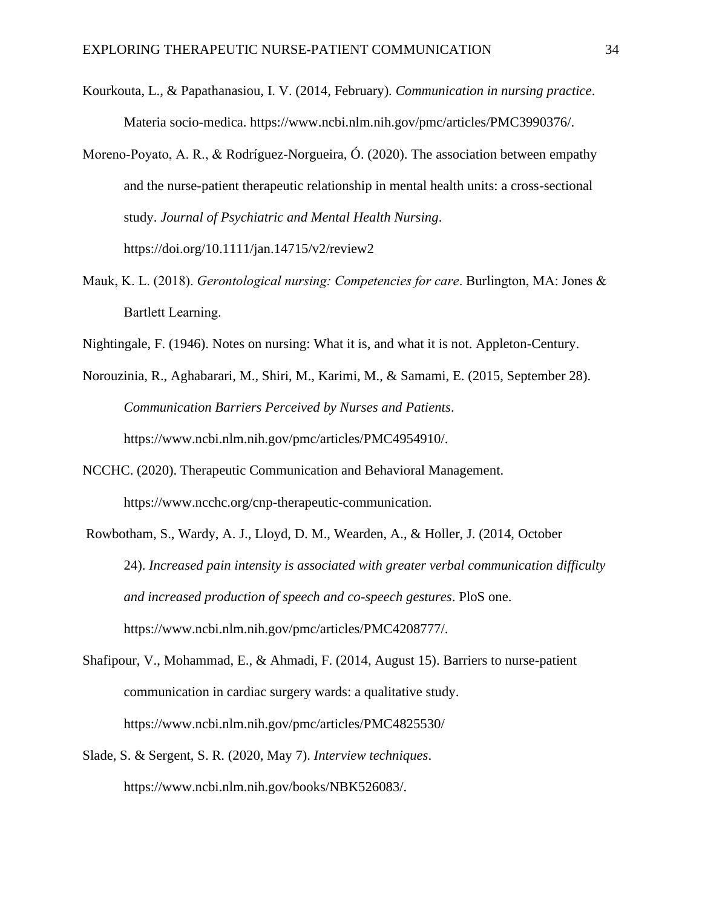Kourkouta, L., & Papathanasiou, I. V. (2014, February). *Communication in nursing practice*. Materia socio-medica. https://www.ncbi.nlm.nih.gov/pmc/articles/PMC3990376/.

Moreno-Poyato, A. R., & Rodríguez-Norgueira, Ó. (2020). The association between empathy and the nurse-patient therapeutic relationship in mental health units: a cross-sectional study. *Journal of Psychiatric and Mental Health Nursing*. https://doi.org/10.1111/jan.14715/v2/review2

Mauk, K. L. (2018). *Gerontological nursing: Competencies for care*. Burlington, MA: Jones & Bartlett Learning.

Nightingale, F. (1946). Notes on nursing: What it is, and what it is not. Appleton-Century.

Norouzinia, R., Aghabarari, M., Shiri, M., Karimi, M., & Samami, E. (2015, September 28). *Communication Barriers Perceived by Nurses and Patients*. https://www.ncbi.nlm.nih.gov/pmc/articles/PMC4954910/.

NCCHC. (2020). Therapeutic Communication and Behavioral Management. https://www.ncchc.org/cnp-therapeutic-communication.

Rowbotham, S., Wardy, A. J., Lloyd, D. M., Wearden, A., & Holler, J. (2014, October 24). *Increased pain intensity is associated with greater verbal communication difficulty and increased production of speech and co-speech gestures*. PloS one. https://www.ncbi.nlm.nih.gov/pmc/articles/PMC4208777/.

Shafipour, V., Mohammad, E., & Ahmadi, F. (2014, August 15). Barriers to nurse-patient communication in cardiac surgery wards: a qualitative study. https://www.ncbi.nlm.nih.gov/pmc/articles/PMC4825530/

Slade, S. & Sergent, S. R. (2020, May 7). *Interview techniques*. https://www.ncbi.nlm.nih.gov/books/NBK526083/.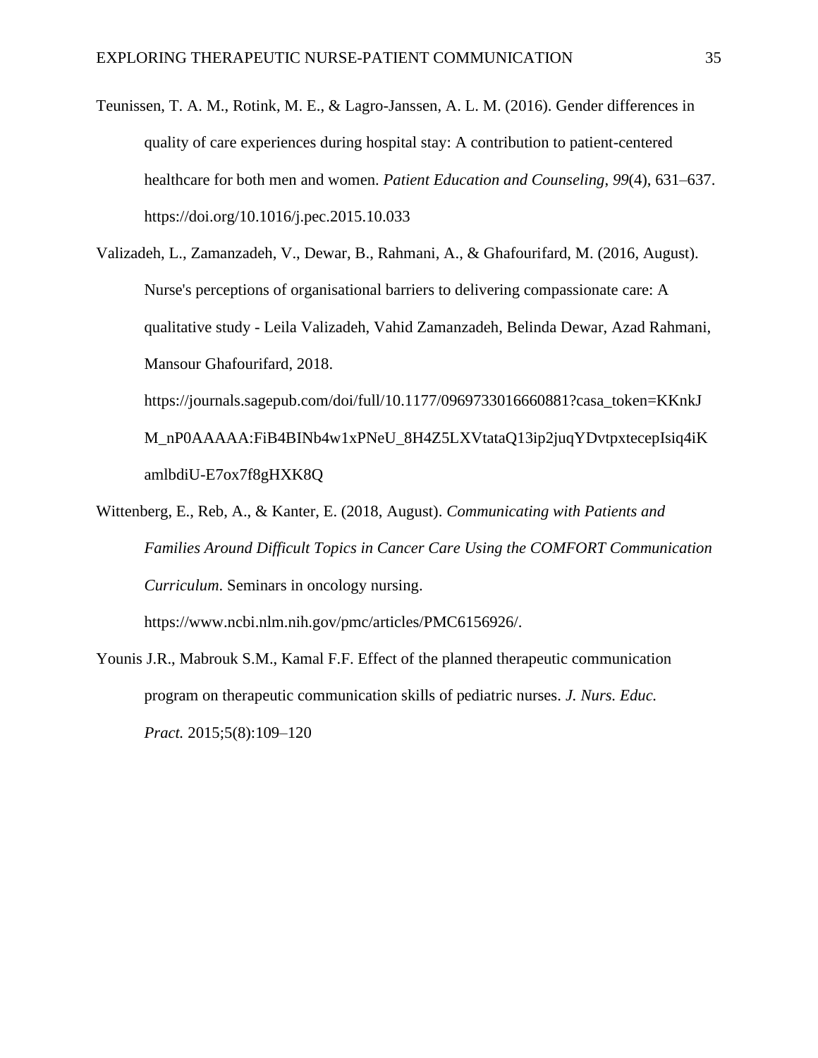Teunissen, T. A. M., Rotink, M. E., & Lagro-Janssen, A. L. M. (2016). Gender differences in quality of care experiences during hospital stay: A contribution to patient-centered healthcare for both men and women. *Patient Education and Counseling*, *99*(4), 631–637. https://doi.org/10.1016/j.pec.2015.10.033

Valizadeh, L., Zamanzadeh, V., Dewar, B., Rahmani, A., & Ghafourifard, M. (2016, August). Nurse's perceptions of organisational barriers to delivering compassionate care: A qualitative study - Leila Valizadeh, Vahid Zamanzadeh, Belinda Dewar, Azad Rahmani, Mansour Ghafourifard, 2018. https://journals.sagepub.com/doi/full/10.1177/0969733016660881?casa_token=KKnkJM_nP0AAAAA:FiB4BINb4w1xPNeU_8H4Z5LXVtataQ13ip2juqYDvtpxtecepIsiq4iKamlbdiU-E7ox7f8gHXK8Q

Wittenberg, E., Reb, A., & Kanter, E. (2018, August). *Communicating with Patients and Families Around Difficult Topics in Cancer Care Using the COMFORT Communication Curriculum.* Seminars in oncology nursing. https://www.ncbi.nlm.nih.gov/pmc/articles/PMC6156926/.

Younis J.R., Mabrouk S.M., Kamal F.F. Effect of the planned therapeutic communication program on therapeutic communication skills of pediatric nurses. *J. Nurs. Educ. Pract.* 2015;5(8):109–120